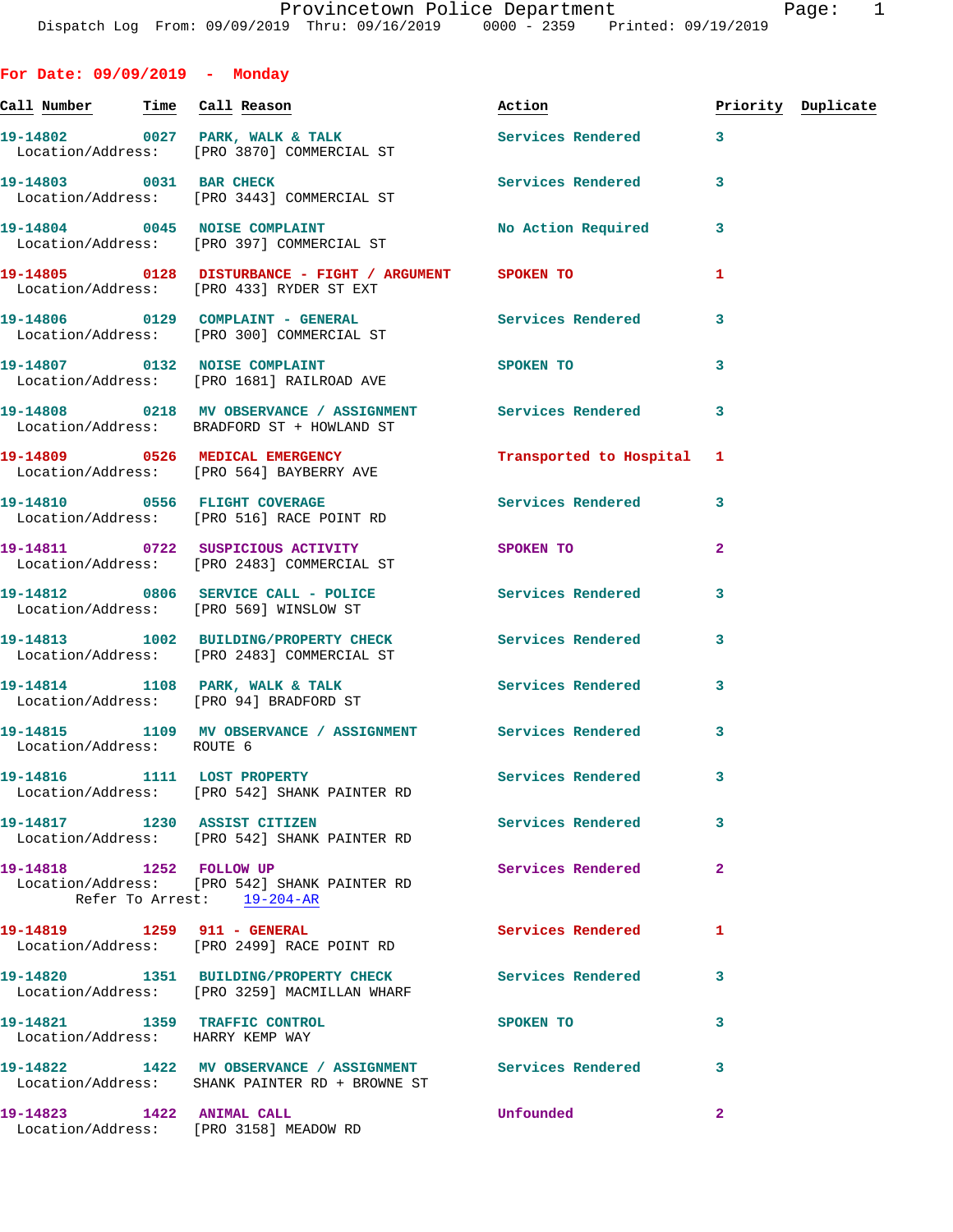Provincetown Police Department
Dispatch Log From: 09/09/2019 Thru: 09/16/2019 0000 - 2359 Printed: 09/19/2019

## For Date: 09/09/2019 - Monday

| Call Number | Time | Call Reason | Action | Priority | Duplicate |
|---|---|---|---|---|---|
| 19-14802 | 0027 | PARK, WALK & TALK | Services Rendered | 3 | |
| Location/Address: | | [PRO 3870] COMMERCIAL ST | | | |
| 19-14803 | 0031 | BAR CHECK | Services Rendered | 3 | |
| Location/Address: | | [PRO 3443] COMMERCIAL ST | | | |
| 19-14804 | 0045 | NOISE COMPLAINT | No Action Required | 3 | |
| Location/Address: | | [PRO 397] COMMERCIAL ST | | | |
| 19-14805 | 0128 | DISTURBANCE - FIGHT / ARGUMENT | SPOKEN TO | 1 | |
| Location/Address: | | [PRO 433] RYDER ST EXT | | | |
| 19-14806 | 0129 | COMPLAINT - GENERAL | Services Rendered | 3 | |
| Location/Address: | | [PRO 300] COMMERCIAL ST | | | |
| 19-14807 | 0132 | NOISE COMPLAINT | SPOKEN TO | 3 | |
| Location/Address: | | [PRO 1681] RAILROAD AVE | | | |
| 19-14808 | 0218 | MV OBSERVANCE / ASSIGNMENT | Services Rendered | 3 | |
| Location/Address: | | BRADFORD ST + HOWLAND ST | | | |
| 19-14809 | 0526 | MEDICAL EMERGENCY | Transported to Hospital | 1 | |
| Location/Address: | | [PRO 564] BAYBERRY AVE | | | |
| 19-14810 | 0556 | FLIGHT COVERAGE | Services Rendered | 3 | |
| Location/Address: | | [PRO 516] RACE POINT RD | | | |
| 19-14811 | 0722 | SUSPICIOUS ACTIVITY | SPOKEN TO | 2 | |
| Location/Address: | | [PRO 2483] COMMERCIAL ST | | | |
| 19-14812 | 0806 | SERVICE CALL - POLICE | Services Rendered | 3 | |
| Location/Address: | | [PRO 569] WINSLOW ST | | | |
| 19-14813 | 1002 | BUILDING/PROPERTY CHECK | Services Rendered | 3 | |
| Location/Address: | | [PRO 2483] COMMERCIAL ST | | | |
| 19-14814 | 1108 | PARK, WALK & TALK | Services Rendered | 3 | |
| Location/Address: | | [PRO 94] BRADFORD ST | | | |
| 19-14815 | 1109 | MV OBSERVANCE / ASSIGNMENT | Services Rendered | 3 | |
| Location/Address: | | ROUTE 6 | | | |
| 19-14816 | 1111 | LOST PROPERTY | Services Rendered | 3 | |
| Location/Address: | | [PRO 542] SHANK PAINTER RD | | | |
| 19-14817 | 1230 | ASSIST CITIZEN | Services Rendered | 3 | |
| Location/Address: | | [PRO 542] SHANK PAINTER RD | | | |
| 19-14818 | 1252 | FOLLOW UP | Services Rendered | 2 | |
| Location/Address: | | [PRO 542] SHANK PAINTER RD | | | |
| Refer To Arrest: | | 19-204-AR | | | |
| 19-14819 | 1259 | 911 - GENERAL | Services Rendered | 1 | |
| Location/Address: | | [PRO 2499] RACE POINT RD | | | |
| 19-14820 | 1351 | BUILDING/PROPERTY CHECK | Services Rendered | 3 | |
| Location/Address: | | [PRO 3259] MACMILLAN WHARF | | | |
| 19-14821 | 1359 | TRAFFIC CONTROL | SPOKEN TO | 3 | |
| Location/Address: | | HARRY KEMP WAY | | | |
| 19-14822 | 1422 | MV OBSERVANCE / ASSIGNMENT | Services Rendered | 3 | |
| Location/Address: | | SHANK PAINTER RD + BROWNE ST | | | |
| 19-14823 | 1422 | ANIMAL CALL | Unfounded | 2 | |
| Location/Address: | | [PRO 3158] MEADOW RD | | | |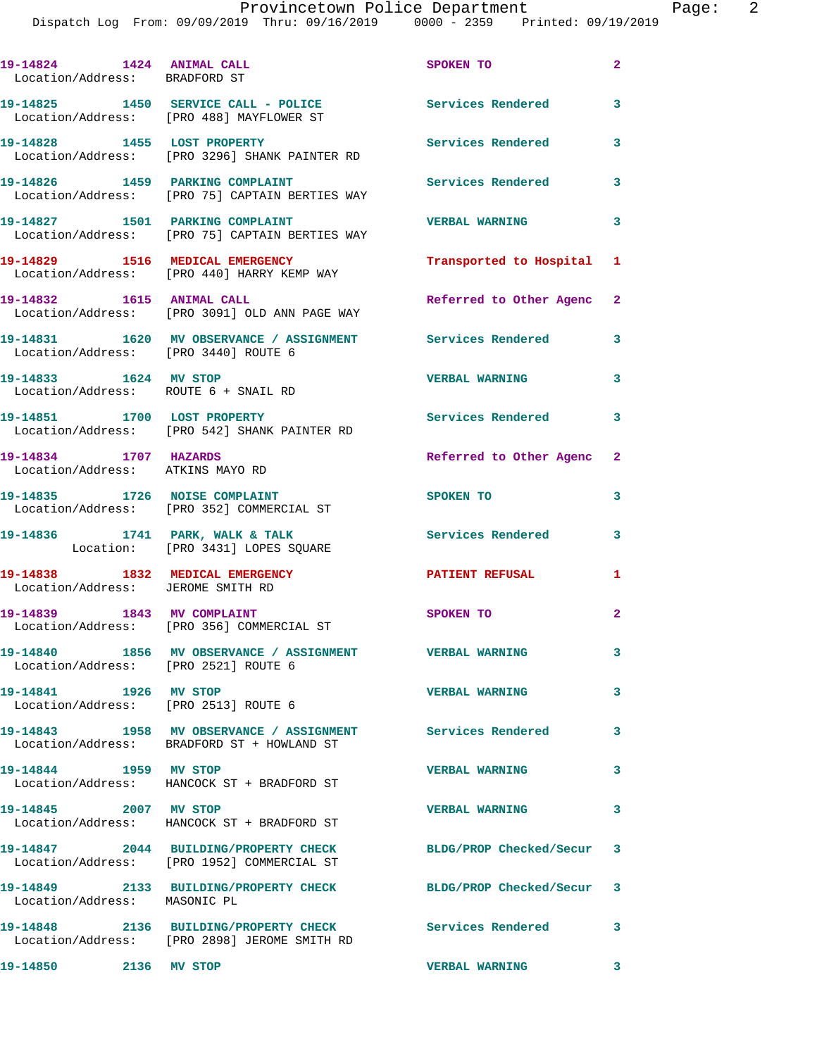19-14824 1424 ANIMAL CALL SPOKEN TO 2
Location/Address: BRADFORD ST

19-14825 1450 SERVICE CALL - POLICE Services Rendered 3
Location/Address: [PRO 488] MAYFLOWER ST

19-14828 1455 LOST PROPERTY Services Rendered 3
Location/Address: [PRO 3296] SHANK PAINTER RD

19-14826 1459 PARKING COMPLAINT Services Rendered 3
Location/Address: [PRO 75] CAPTAIN BERTIES WAY

19-14827 1501 PARKING COMPLAINT VERBAL WARNING 3
Location/Address: [PRO 75] CAPTAIN BERTIES WAY

19-14829 1516 MEDICAL EMERGENCY Transported to Hospital 1
Location/Address: [PRO 440] HARRY KEMP WAY

19-14832 1615 ANIMAL CALL Referred to Other Agenc 2
Location/Address: [PRO 3091] OLD ANN PAGE WAY

19-14831 1620 MV OBSERVANCE / ASSIGNMENT Services Rendered 3
Location/Address: [PRO 3440] ROUTE 6

19-14833 1624 MV STOP VERBAL WARNING 3
Location/Address: ROUTE 6 + SNAIL RD

19-14851 1700 LOST PROPERTY Services Rendered 3
Location/Address: [PRO 542] SHANK PAINTER RD

19-14834 1707 HAZARDS Referred to Other Agenc 2
Location/Address: ATKINS MAYO RD

19-14835 1726 NOISE COMPLAINT SPOKEN TO 3
Location/Address: [PRO 352] COMMERCIAL ST

19-14836 1741 PARK, WALK & TALK Services Rendered 3
Location: [PRO 3431] LOPES SQUARE

19-14838 1832 MEDICAL EMERGENCY PATIENT REFUSAL 1
Location/Address: JEROME SMITH RD

19-14839 1843 MV COMPLAINT SPOKEN TO 2
Location/Address: [PRO 356] COMMERCIAL ST

19-14840 1856 MV OBSERVANCE / ASSIGNMENT VERBAL WARNING 3
Location/Address: [PRO 2521] ROUTE 6

19-14841 1926 MV STOP VERBAL WARNING 3
Location/Address: [PRO 2513] ROUTE 6

19-14843 1958 MV OBSERVANCE / ASSIGNMENT Services Rendered 3
Location/Address: BRADFORD ST + HOWLAND ST

19-14844 1959 MV STOP VERBAL WARNING 3
Location/Address: HANCOCK ST + BRADFORD ST

19-14845 2007 MV STOP VERBAL WARNING 3
Location/Address: HANCOCK ST + BRADFORD ST

19-14847 2044 BUILDING/PROPERTY CHECK BLDG/PROP Checked/Secur 3
Location/Address: [PRO 1952] COMMERCIAL ST

19-14849 2133 BUILDING/PROPERTY CHECK BLDG/PROP Checked/Secur 3
Location/Address: MASONIC PL

19-14848 2136 BUILDING/PROPERTY CHECK Services Rendered 3
Location/Address: [PRO 2898] JEROME SMITH RD

19-14850 2136 MV STOP VERBAL WARNING 3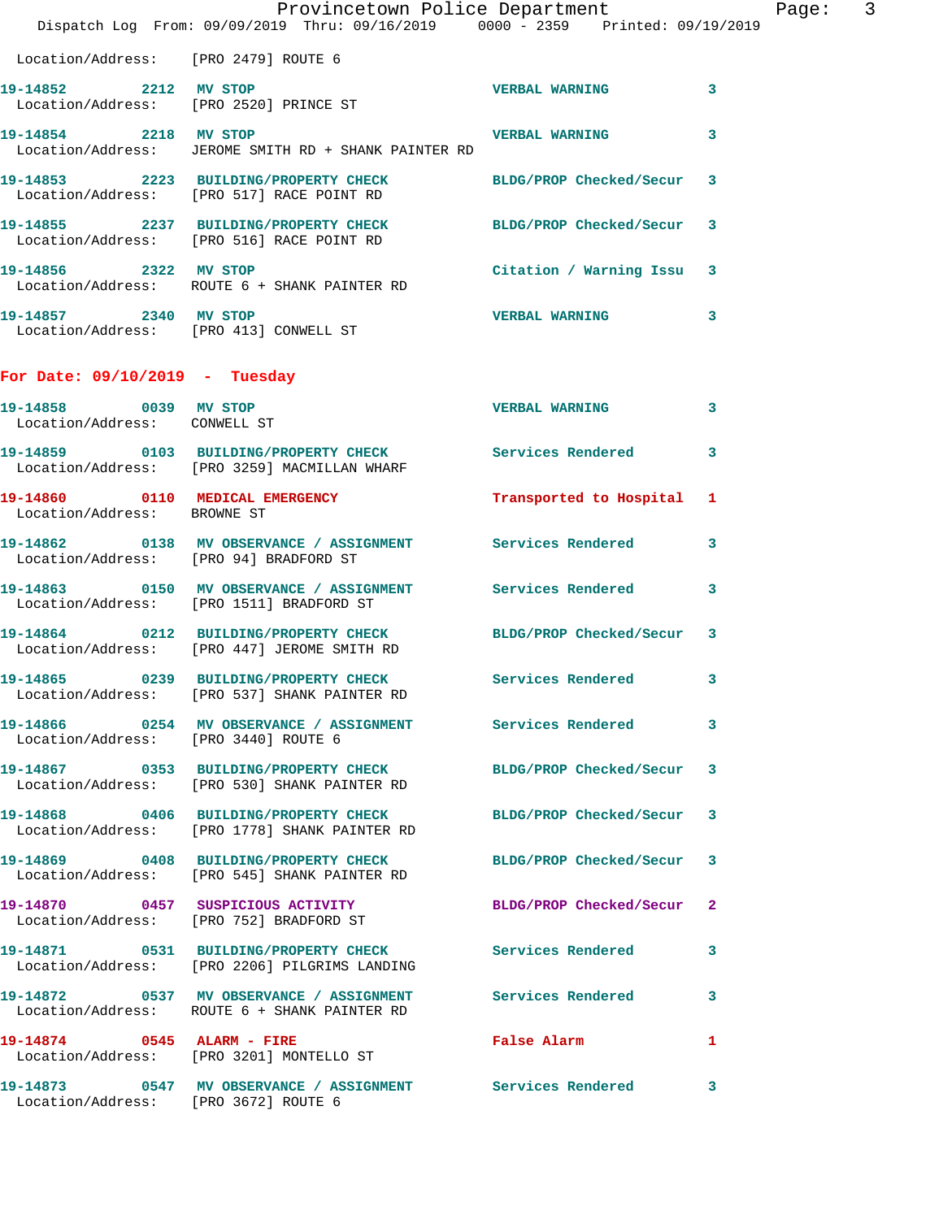Location/Address: [PRO 2479] ROUTE 6

| Call # | Time | Call Reason | Action | Priority |
|---|---|---|---|---|
| 19-14852 | 2212 | MV STOP | VERBAL WARNING | 3 |
| | | Location/Address: [PRO 2520] PRINCE ST | | |
| 19-14854 | 2218 | MV STOP | VERBAL WARNING | 3 |
| | | Location/Address: JEROME SMITH RD + SHANK PAINTER RD | | |
| 19-14853 | 2223 | BUILDING/PROPERTY CHECK | BLDG/PROP Checked/Secur | 3 |
| | | Location/Address: [PRO 517] RACE POINT RD | | |
| 19-14855 | 2237 | BUILDING/PROPERTY CHECK | BLDG/PROP Checked/Secur | 3 |
| | | Location/Address: [PRO 516] RACE POINT RD | | |
| 19-14856 | 2322 | MV STOP | Citation / Warning Issu | 3 |
| | | Location/Address: ROUTE 6 + SHANK PAINTER RD | | |
| 19-14857 | 2340 | MV STOP | VERBAL WARNING | 3 |
| | | Location/Address: [PRO 413] CONWELL ST | | |

## For Date: 09/10/2019 - Tuesday

| Call # | Time | Call Reason | Action | Priority |
|---|---|---|---|---|
| 19-14858 | 0039 | MV STOP | VERBAL WARNING | 3 |
| | | Location/Address: CONWELL ST | | |
| 19-14859 | 0103 | BUILDING/PROPERTY CHECK | Services Rendered | 3 |
| | | Location/Address: [PRO 3259] MACMILLAN WHARF | | |
| 19-14860 | 0110 | MEDICAL EMERGENCY | Transported to Hospital | 1 |
| | | Location/Address: BROWNE ST | | |
| 19-14862 | 0138 | MV OBSERVANCE / ASSIGNMENT | Services Rendered | 3 |
| | | Location/Address: [PRO 94] BRADFORD ST | | |
| 19-14863 | 0150 | MV OBSERVANCE / ASSIGNMENT | Services Rendered | 3 |
| | | Location/Address: [PRO 1511] BRADFORD ST | | |
| 19-14864 | 0212 | BUILDING/PROPERTY CHECK | BLDG/PROP Checked/Secur | 3 |
| | | Location/Address: [PRO 447] JEROME SMITH RD | | |
| 19-14865 | 0239 | BUILDING/PROPERTY CHECK | Services Rendered | 3 |
| | | Location/Address: [PRO 537] SHANK PAINTER RD | | |
| 19-14866 | 0254 | MV OBSERVANCE / ASSIGNMENT | Services Rendered | 3 |
| | | Location/Address: [PRO 3440] ROUTE 6 | | |
| 19-14867 | 0353 | BUILDING/PROPERTY CHECK | BLDG/PROP Checked/Secur | 3 |
| | | Location/Address: [PRO 530] SHANK PAINTER RD | | |
| 19-14868 | 0406 | BUILDING/PROPERTY CHECK | BLDG/PROP Checked/Secur | 3 |
| | | Location/Address: [PRO 1778] SHANK PAINTER RD | | |
| 19-14869 | 0408 | BUILDING/PROPERTY CHECK | BLDG/PROP Checked/Secur | 3 |
| | | Location/Address: [PRO 545] SHANK PAINTER RD | | |
| 19-14870 | 0457 | SUSPICIOUS ACTIVITY | BLDG/PROP Checked/Secur | 2 |
| | | Location/Address: [PRO 752] BRADFORD ST | | |
| 19-14871 | 0531 | BUILDING/PROPERTY CHECK | Services Rendered | 3 |
| | | Location/Address: [PRO 2206] PILGRIMS LANDING | | |
| 19-14872 | 0537 | MV OBSERVANCE / ASSIGNMENT | Services Rendered | 3 |
| | | Location/Address: ROUTE 6 + SHANK PAINTER RD | | |
| 19-14874 | 0545 | ALARM - FIRE | False Alarm | 1 |
| | | Location/Address: [PRO 3201] MONTELLO ST | | |
| 19-14873 | 0547 | MV OBSERVANCE / ASSIGNMENT | Services Rendered | 3 |
| | | Location/Address: [PRO 3672] ROUTE 6 | | |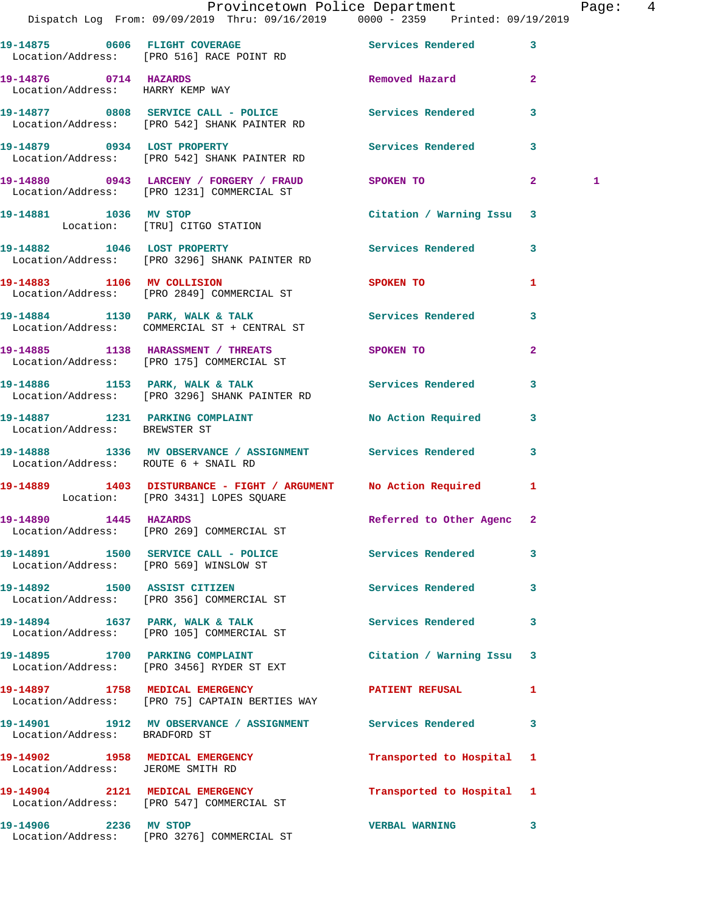19-14875 0606 FLIGHT COVERAGE Services Rendered 3
Location/Address: [PRO 516] RACE POINT RD

19-14876 0714 HAZARDS Removed Hazard 2
Location/Address: HARRY KEMP WAY

19-14877 0808 SERVICE CALL - POLICE Services Rendered 3
Location/Address: [PRO 542] SHANK PAINTER RD

19-14879 0934 LOST PROPERTY Services Rendered 3
Location/Address: [PRO 542] SHANK PAINTER RD

19-14880 0943 LARCENY / FORGERY / FRAUD SPOKEN TO 2 1
Location/Address: [PRO 1231] COMMERCIAL ST

19-14881 1036 MV STOP Citation / Warning Issu 3
Location: [TRU] CITGO STATION

19-14882 1046 LOST PROPERTY Services Rendered 3
Location/Address: [PRO 3296] SHANK PAINTER RD

19-14883 1106 MV COLLISION SPOKEN TO 1
Location/Address: [PRO 2849] COMMERCIAL ST

19-14884 1130 PARK, WALK & TALK Services Rendered 3
Location/Address: COMMERCIAL ST + CENTRAL ST

19-14885 1138 HARASSMENT / THREATS SPOKEN TO 2
Location/Address: [PRO 175] COMMERCIAL ST

19-14886 1153 PARK, WALK & TALK Services Rendered 3
Location/Address: [PRO 3296] SHANK PAINTER RD

19-14887 1231 PARKING COMPLAINT No Action Required 3
Location/Address: BREWSTER ST

19-14888 1336 MV OBSERVANCE / ASSIGNMENT Services Rendered 3
Location/Address: ROUTE 6 + SNAIL RD

19-14889 1403 DISTURBANCE - FIGHT / ARGUMENT No Action Required 1
Location: [PRO 3431] LOPES SQUARE

19-14890 1445 HAZARDS Referred to Other Agenc 2
Location/Address: [PRO 269] COMMERCIAL ST

19-14891 1500 SERVICE CALL - POLICE Services Rendered 3
Location/Address: [PRO 569] WINSLOW ST

19-14892 1500 ASSIST CITIZEN Services Rendered 3
Location/Address: [PRO 356] COMMERCIAL ST

19-14894 1637 PARK, WALK & TALK Services Rendered 3
Location/Address: [PRO 105] COMMERCIAL ST

19-14895 1700 PARKING COMPLAINT Citation / Warning Issu 3
Location/Address: [PRO 3456] RYDER ST EXT

19-14897 1758 MEDICAL EMERGENCY PATIENT REFUSAL 1
Location/Address: [PRO 75] CAPTAIN BERTIES WAY

19-14901 1912 MV OBSERVANCE / ASSIGNMENT Services Rendered 3
Location/Address: BRADFORD ST

19-14902 1958 MEDICAL EMERGENCY Transported to Hospital 1
Location/Address: JEROME SMITH RD

19-14904 2121 MEDICAL EMERGENCY Transported to Hospital 1
Location/Address: [PRO 547] COMMERCIAL ST

19-14906 2236 MV STOP VERBAL WARNING 3
Location/Address: [PRO 3276] COMMERCIAL ST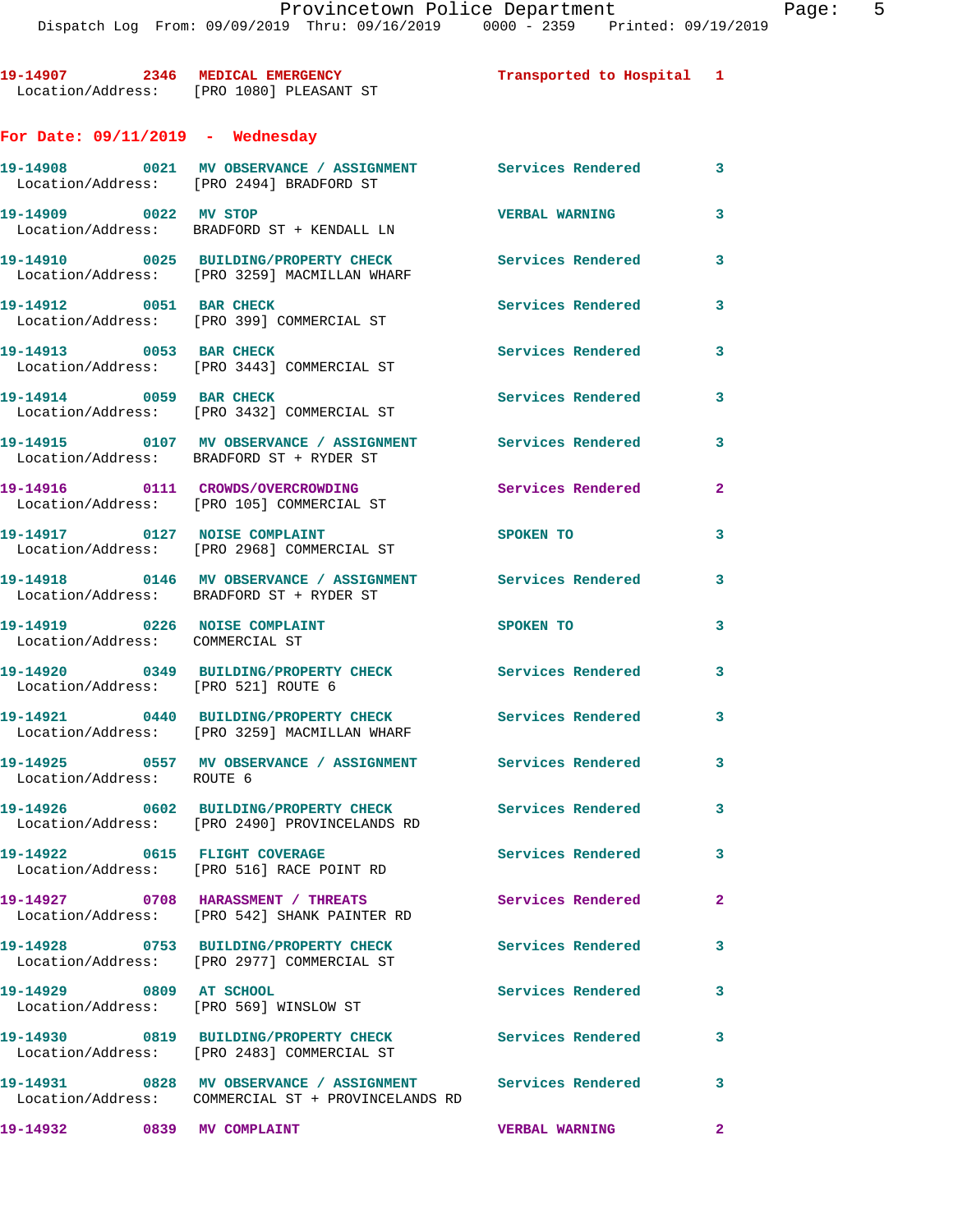19-14907 2346 **MEDICAL EMERGENCY** Transported to Hospital 1
Location/Address: [PRO 1080] PLEASANT ST

## For Date: 09/11/2019 - Wednesday

19-14908 0021 **MV OBSERVANCE / ASSIGNMENT** Services Rendered 3
Location/Address: [PRO 2494] BRADFORD ST

19-14909 0022 **MV STOP** VERBAL WARNING 3
Location/Address: BRADFORD ST + KENDALL LN

19-14910 0025 **BUILDING/PROPERTY CHECK** Services Rendered 3
Location/Address: [PRO 3259] MACMILLAN WHARF

19-14912 0051 **BAR CHECK** Services Rendered 3
Location/Address: [PRO 399] COMMERCIAL ST

19-14913 0053 **BAR CHECK** Services Rendered 3
Location/Address: [PRO 3443] COMMERCIAL ST

19-14914 0059 **BAR CHECK** Services Rendered 3
Location/Address: [PRO 3432] COMMERCIAL ST

19-14915 0107 **MV OBSERVANCE / ASSIGNMENT** Services Rendered 3
Location/Address: BRADFORD ST + RYDER ST

19-14916 0111 **CROWDS/OVERCROWDING** Services Rendered 2
Location/Address: [PRO 105] COMMERCIAL ST

19-14917 0127 **NOISE COMPLAINT** SPOKEN TO 3
Location/Address: [PRO 2968] COMMERCIAL ST

19-14918 0146 **MV OBSERVANCE / ASSIGNMENT** Services Rendered 3
Location/Address: BRADFORD ST + RYDER ST

19-14919 0226 **NOISE COMPLAINT** SPOKEN TO 3
Location/Address: COMMERCIAL ST

19-14920 0349 **BUILDING/PROPERTY CHECK** Services Rendered 3
Location/Address: [PRO 521] ROUTE 6

19-14921 0440 **BUILDING/PROPERTY CHECK** Services Rendered 3
Location/Address: [PRO 3259] MACMILLAN WHARF

19-14925 0557 **MV OBSERVANCE / ASSIGNMENT** Services Rendered 3
Location/Address: ROUTE 6

19-14926 0602 **BUILDING/PROPERTY CHECK** Services Rendered 3
Location/Address: [PRO 2490] PROVINCELANDS RD

19-14922 0615 **FLIGHT COVERAGE** Services Rendered 3
Location/Address: [PRO 516] RACE POINT RD

19-14927 0708 **HARASSMENT / THREATS** Services Rendered 2
Location/Address: [PRO 542] SHANK PAINTER RD

19-14928 0753 **BUILDING/PROPERTY CHECK** Services Rendered 3
Location/Address: [PRO 2977] COMMERCIAL ST

19-14929 0809 **AT SCHOOL** Services Rendered 3
Location/Address: [PRO 569] WINSLOW ST

19-14930 0819 **BUILDING/PROPERTY CHECK** Services Rendered 3
Location/Address: [PRO 2483] COMMERCIAL ST

19-14931 0828 **MV OBSERVANCE / ASSIGNMENT** Services Rendered 3
Location/Address: COMMERCIAL ST + PROVINCELANDS RD

19-14932 0839 **MV COMPLAINT** VERBAL WARNING 2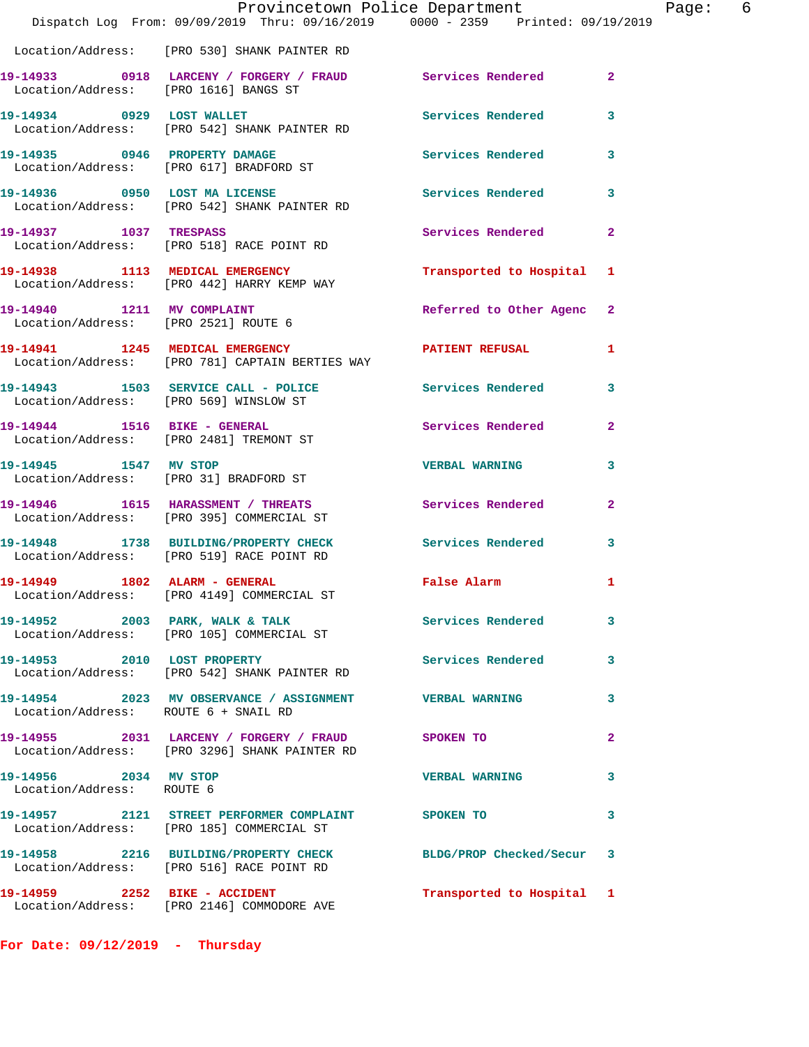Location/Address: [PRO 530] SHANK PAINTER RD

| Call # | Time | Call Reason | Action | Priority |
|---|---|---|---|---|
| 19-14933 | 0918 | LARCENY / FORGERY / FRAUD | Services Rendered | 2 |
| | | Location/Address: [PRO 1616] BANGS ST | | |
| 19-14934 | 0929 | LOST WALLET | Services Rendered | 3 |
| | | Location/Address: [PRO 542] SHANK PAINTER RD | | |
| 19-14935 | 0946 | PROPERTY DAMAGE | Services Rendered | 3 |
| | | Location/Address: [PRO 617] BRADFORD ST | | |
| 19-14936 | 0950 | LOST MA LICENSE | Services Rendered | 3 |
| | | Location/Address: [PRO 542] SHANK PAINTER RD | | |
| 19-14937 | 1037 | TRESPASS | Services Rendered | 2 |
| | | Location/Address: [PRO 518] RACE POINT RD | | |
| 19-14938 | 1113 | MEDICAL EMERGENCY | Transported to Hospital | 1 |
| | | Location/Address: [PRO 442] HARRY KEMP WAY | | |
| 19-14940 | 1211 | MV COMPLAINT | Referred to Other Agenc | 2 |
| | | Location/Address: [PRO 2521] ROUTE 6 | | |
| 19-14941 | 1245 | MEDICAL EMERGENCY | PATIENT REFUSAL | 1 |
| | | Location/Address: [PRO 781] CAPTAIN BERTIES WAY | | |
| 19-14943 | 1503 | SERVICE CALL - POLICE | Services Rendered | 3 |
| | | Location/Address: [PRO 569] WINSLOW ST | | |
| 19-14944 | 1516 | BIKE - GENERAL | Services Rendered | 2 |
| | | Location/Address: [PRO 2481] TREMONT ST | | |
| 19-14945 | 1547 | MV STOP | VERBAL WARNING | 3 |
| | | Location/Address: [PRO 31] BRADFORD ST | | |
| 19-14946 | 1615 | HARASSMENT / THREATS | Services Rendered | 2 |
| | | Location/Address: [PRO 395] COMMERCIAL ST | | |
| 19-14948 | 1738 | BUILDING/PROPERTY CHECK | Services Rendered | 3 |
| | | Location/Address: [PRO 519] RACE POINT RD | | |
| 19-14949 | 1802 | ALARM - GENERAL | False Alarm | 1 |
| | | Location/Address: [PRO 4149] COMMERCIAL ST | | |
| 19-14952 | 2003 | PARK, WALK & TALK | Services Rendered | 3 |
| | | Location/Address: [PRO 105] COMMERCIAL ST | | |
| 19-14953 | 2010 | LOST PROPERTY | Services Rendered | 3 |
| | | Location/Address: [PRO 542] SHANK PAINTER RD | | |
| 19-14954 | 2023 | MV OBSERVANCE / ASSIGNMENT | VERBAL WARNING | 3 |
| | | Location/Address: ROUTE 6 + SNAIL RD | | |
| 19-14955 | 2031 | LARCENY / FORGERY / FRAUD | SPOKEN TO | 2 |
| | | Location/Address: [PRO 3296] SHANK PAINTER RD | | |
| 19-14956 | 2034 | MV STOP | VERBAL WARNING | 3 |
| | | Location/Address: ROUTE 6 | | |
| 19-14957 | 2121 | STREET PERFORMER COMPLAINT | SPOKEN TO | 3 |
| | | Location/Address: [PRO 185] COMMERCIAL ST | | |
| 19-14958 | 2216 | BUILDING/PROPERTY CHECK | BLDG/PROP Checked/Secur | 3 |
| | | Location/Address: [PRO 516] RACE POINT RD | | |
| 19-14959 | 2252 | BIKE - ACCIDENT | Transported to Hospital | 1 |
| | | Location/Address: [PRO 2146] COMMODORE AVE | | |

**For Date: 09/12/2019 - Thursday**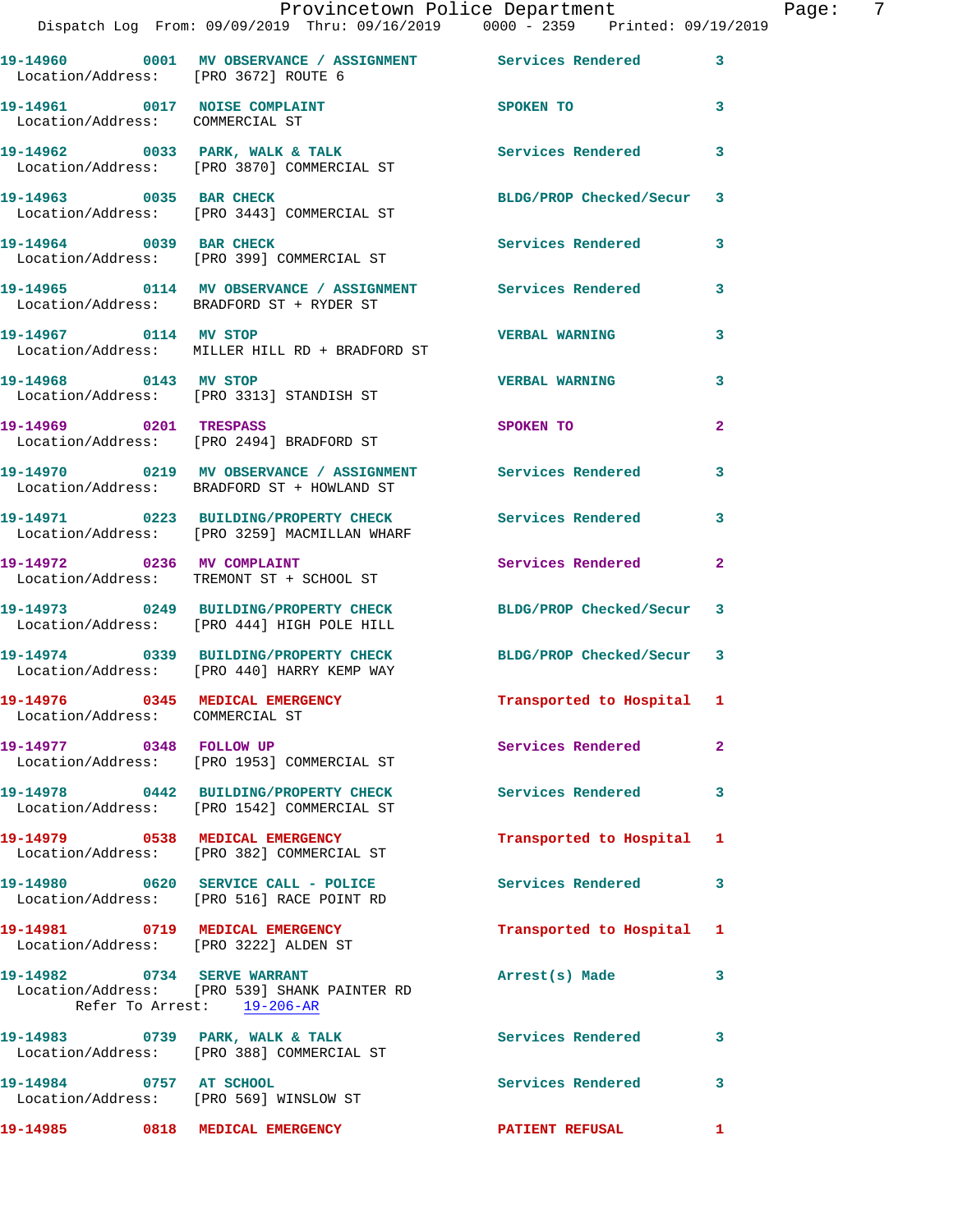19-14960 0001 MV OBSERVANCE / ASSIGNMENT Services Rendered 3
Location/Address: [PRO 3672] ROUTE 6

19-14961 0017 NOISE COMPLAINT SPOKEN TO 3
Location/Address: COMMERCIAL ST

19-14962 0033 PARK, WALK & TALK Services Rendered 3
Location/Address: [PRO 3870] COMMERCIAL ST

19-14963 0035 BAR CHECK BLDG/PROP Checked/Secur 3
Location/Address: [PRO 3443] COMMERCIAL ST

19-14964 0039 BAR CHECK Services Rendered 3
Location/Address: [PRO 399] COMMERCIAL ST

19-14965 0114 MV OBSERVANCE / ASSIGNMENT Services Rendered 3
Location/Address: BRADFORD ST + RYDER ST

19-14967 0114 MV STOP VERBAL WARNING 3
Location/Address: MILLER HILL RD + BRADFORD ST

19-14968 0143 MV STOP VERBAL WARNING 3
Location/Address: [PRO 3313] STANDISH ST

19-14969 0201 TRESPASS SPOKEN TO 2
Location/Address: [PRO 2494] BRADFORD ST

19-14970 0219 MV OBSERVANCE / ASSIGNMENT Services Rendered 3
Location/Address: BRADFORD ST + HOWLAND ST

19-14971 0223 BUILDING/PROPERTY CHECK Services Rendered 3
Location/Address: [PRO 3259] MACMILLAN WHARF

19-14972 0236 MV COMPLAINT Services Rendered 2
Location/Address: TREMONT ST + SCHOOL ST

19-14973 0249 BUILDING/PROPERTY CHECK BLDG/PROP Checked/Secur 3
Location/Address: [PRO 444] HIGH POLE HILL

19-14974 0339 BUILDING/PROPERTY CHECK BLDG/PROP Checked/Secur 3
Location/Address: [PRO 440] HARRY KEMP WAY

19-14976 0345 MEDICAL EMERGENCY Transported to Hospital 1
Location/Address: COMMERCIAL ST

19-14977 0348 FOLLOW UP Services Rendered 2
Location/Address: [PRO 1953] COMMERCIAL ST

19-14978 0442 BUILDING/PROPERTY CHECK Services Rendered 3
Location/Address: [PRO 1542] COMMERCIAL ST

19-14979 0538 MEDICAL EMERGENCY Transported to Hospital 1
Location/Address: [PRO 382] COMMERCIAL ST

19-14980 0620 SERVICE CALL - POLICE Services Rendered 3
Location/Address: [PRO 516] RACE POINT RD

19-14981 0719 MEDICAL EMERGENCY Transported to Hospital 1
Location/Address: [PRO 3222] ALDEN ST

19-14982 0734 SERVE WARRANT Arrest(s) Made 3
Location/Address: [PRO 539] SHANK PAINTER RD
Refer To Arrest: 19-206-AR

19-14983 0739 PARK, WALK & TALK Services Rendered 3
Location/Address: [PRO 388] COMMERCIAL ST

19-14984 0757 AT SCHOOL Services Rendered 3
Location/Address: [PRO 569] WINSLOW ST

19-14985 0818 MEDICAL EMERGENCY PATIENT REFUSAL 1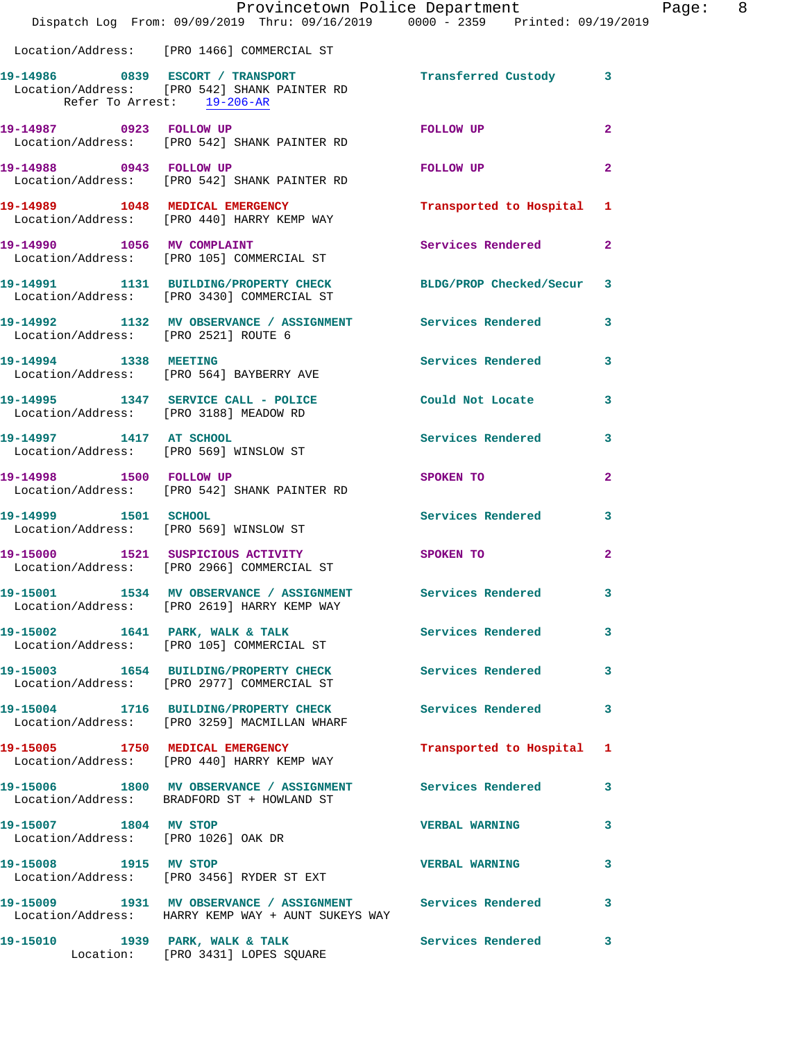Location/Address: [PRO 1466] COMMERCIAL ST

**19-14986** 0839 **ESCORT / TRANSPORT** Transferred Custody 3
Location/Address: [PRO 542] SHANK PAINTER RD
Refer To Arrest: 19-206-AR

**19-14987** 0923 **FOLLOW UP** FOLLOW UP 2
Location/Address: [PRO 542] SHANK PAINTER RD

**19-14988** 0943 **FOLLOW UP** FOLLOW UP 2
Location/Address: [PRO 542] SHANK PAINTER RD

**19-14989** 1048 **MEDICAL EMERGENCY** Transported to Hospital 1
Location/Address: [PRO 440] HARRY KEMP WAY

**19-14990** 1056 **MV COMPLAINT** Services Rendered 2
Location/Address: [PRO 105] COMMERCIAL ST

**19-14991** 1131 **BUILDING/PROPERTY CHECK** BLDG/PROP Checked/Secur 3
Location/Address: [PRO 3430] COMMERCIAL ST

**19-14992** 1132 **MV OBSERVANCE / ASSIGNMENT** Services Rendered 3
Location/Address: [PRO 2521] ROUTE 6

**19-14994** 1338 **MEETING** Services Rendered 3
Location/Address: [PRO 564] BAYBERRY AVE

**19-14995** 1347 **SERVICE CALL - POLICE** Could Not Locate 3
Location/Address: [PRO 3188] MEADOW RD

**19-14997** 1417 **AT SCHOOL** Services Rendered 3
Location/Address: [PRO 569] WINSLOW ST

**19-14998** 1500 **FOLLOW UP** SPOKEN TO 2
Location/Address: [PRO 542] SHANK PAINTER RD

**19-14999** 1501 **SCHOOL** Services Rendered 3
Location/Address: [PRO 569] WINSLOW ST

**19-15000** 1521 **SUSPICIOUS ACTIVITY** SPOKEN TO 2
Location/Address: [PRO 2966] COMMERCIAL ST

**19-15001** 1534 **MV OBSERVANCE / ASSIGNMENT** Services Rendered 3
Location/Address: [PRO 2619] HARRY KEMP WAY

**19-15002** 1641 **PARK, WALK & TALK** Services Rendered 3
Location/Address: [PRO 105] COMMERCIAL ST

**19-15003** 1654 **BUILDING/PROPERTY CHECK** Services Rendered 3
Location/Address: [PRO 2977] COMMERCIAL ST

**19-15004** 1716 **BUILDING/PROPERTY CHECK** Services Rendered 3
Location/Address: [PRO 3259] MACMILLAN WHARF

**19-15005** 1750 **MEDICAL EMERGENCY** Transported to Hospital 1
Location/Address: [PRO 440] HARRY KEMP WAY

**19-15006** 1800 **MV OBSERVANCE / ASSIGNMENT** Services Rendered 3
Location/Address: BRADFORD ST + HOWLAND ST

**19-15007** 1804 **MV STOP** VERBAL WARNING 3
Location/Address: [PRO 1026] OAK DR

**19-15008** 1915 **MV STOP** VERBAL WARNING 3
Location/Address: [PRO 3456] RYDER ST EXT

**19-15009** 1931 **MV OBSERVANCE / ASSIGNMENT** Services Rendered 3
Location/Address: HARRY KEMP WAY + AUNT SUKEYS WAY

**19-15010** 1939 **PARK, WALK & TALK** Services Rendered 3
Location: [PRO 3431] LOPES SQUARE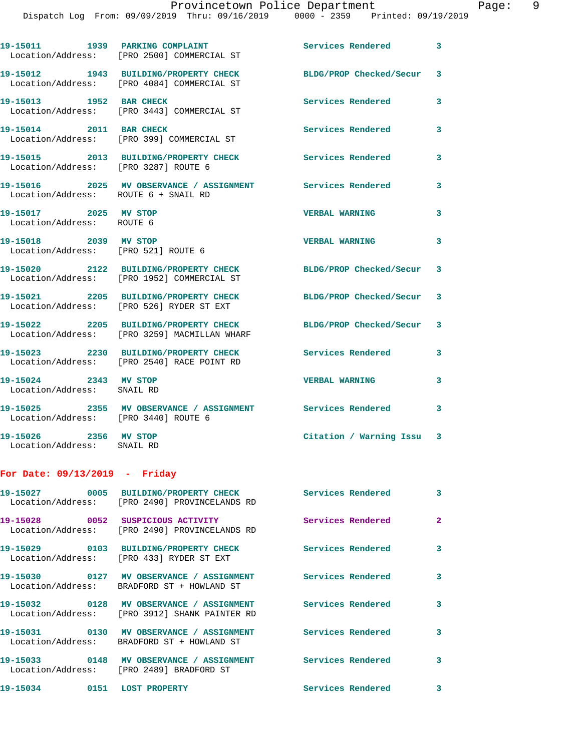19-15011 1939 PARKING COMPLAINT Services Rendered 3
Location/Address: [PRO 2500] COMMERCIAL ST

19-15012 1943 BUILDING/PROPERTY CHECK BLDG/PROP Checked/Secur 3
Location/Address: [PRO 4084] COMMERCIAL ST

19-15013 1952 BAR CHECK Services Rendered 3
Location/Address: [PRO 3443] COMMERCIAL ST

19-15014 2011 BAR CHECK Services Rendered 3
Location/Address: [PRO 399] COMMERCIAL ST

19-15015 2013 BUILDING/PROPERTY CHECK Services Rendered 3
Location/Address: [PRO 3287] ROUTE 6

19-15016 2025 MV OBSERVANCE / ASSIGNMENT Services Rendered 3
Location/Address: ROUTE 6 + SNAIL RD

19-15017 2025 MV STOP VERBAL WARNING 3
Location/Address: ROUTE 6

19-15018 2039 MV STOP VERBAL WARNING 3
Location/Address: [PRO 521] ROUTE 6

19-15020 2122 BUILDING/PROPERTY CHECK BLDG/PROP Checked/Secur 3
Location/Address: [PRO 1952] COMMERCIAL ST

19-15021 2205 BUILDING/PROPERTY CHECK BLDG/PROP Checked/Secur 3
Location/Address: [PRO 526] RYDER ST EXT

19-15022 2205 BUILDING/PROPERTY CHECK BLDG/PROP Checked/Secur 3
Location/Address: [PRO 3259] MACMILLAN WHARF

19-15023 2230 BUILDING/PROPERTY CHECK Services Rendered 3
Location/Address: [PRO 2540] RACE POINT RD

19-15024 2343 MV STOP VERBAL WARNING 3
Location/Address: SNAIL RD

19-15025 2355 MV OBSERVANCE / ASSIGNMENT Services Rendered 3
Location/Address: [PRO 3440] ROUTE 6

19-15026 2356 MV STOP Citation / Warning Issu 3
Location/Address: SNAIL RD

**For Date: 09/13/2019 - Friday**

19-15027 0005 BUILDING/PROPERTY CHECK Services Rendered 3
Location/Address: [PRO 2490] PROVINCELANDS RD

19-15028 0052 SUSPICIOUS ACTIVITY Services Rendered 2
Location/Address: [PRO 2490] PROVINCELANDS RD

19-15029 0103 BUILDING/PROPERTY CHECK Services Rendered 3
Location/Address: [PRO 433] RYDER ST EXT

19-15030 0127 MV OBSERVANCE / ASSIGNMENT Services Rendered 3
Location/Address: BRADFORD ST + HOWLAND ST

19-15032 0128 MV OBSERVANCE / ASSIGNMENT Services Rendered 3
Location/Address: [PRO 3912] SHANK PAINTER RD

19-15031 0130 MV OBSERVANCE / ASSIGNMENT Services Rendered 3
Location/Address: BRADFORD ST + HOWLAND ST

19-15033 0148 MV OBSERVANCE / ASSIGNMENT Services Rendered 3
Location/Address: [PRO 2489] BRADFORD ST

19-15034 0151 LOST PROPERTY Services Rendered 3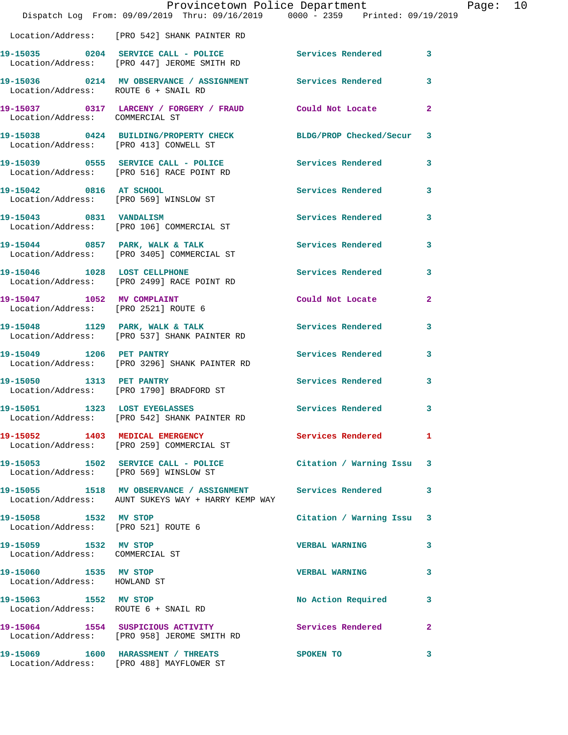Location/Address: [PRO 542] SHANK PAINTER RD

| Call Number | Time | Call Reason | Action | Priority |
|---|---|---|---|---|
| 19-15035 | 0204 | SERVICE CALL - POLICE | Services Rendered | 3 |
| | | Location/Address: [PRO 447] JEROME SMITH RD | | |
| 19-15036 | 0214 | MV OBSERVANCE / ASSIGNMENT | Services Rendered | 3 |
| | | Location/Address: ROUTE 6 + SNAIL RD | | |
| 19-15037 | 0317 | LARCENY / FORGERY / FRAUD | Could Not Locate | 2 |
| | | Location/Address: COMMERCIAL ST | | |
| 19-15038 | 0424 | BUILDING/PROPERTY CHECK | BLDG/PROP Checked/Secur | 3 |
| | | Location/Address: [PRO 413] CONWELL ST | | |
| 19-15039 | 0555 | SERVICE CALL - POLICE | Services Rendered | 3 |
| | | Location/Address: [PRO 516] RACE POINT RD | | |
| 19-15042 | 0816 | AT SCHOOL | Services Rendered | 3 |
| | | Location/Address: [PRO 569] WINSLOW ST | | |
| 19-15043 | 0831 | VANDALISM | Services Rendered | 3 |
| | | Location/Address: [PRO 106] COMMERCIAL ST | | |
| 19-15044 | 0857 | PARK, WALK & TALK | Services Rendered | 3 |
| | | Location/Address: [PRO 3405] COMMERCIAL ST | | |
| 19-15046 | 1028 | LOST CELLPHONE | Services Rendered | 3 |
| | | Location/Address: [PRO 2499] RACE POINT RD | | |
| 19-15047 | 1052 | MV COMPLAINT | Could Not Locate | 2 |
| | | Location/Address: [PRO 2521] ROUTE 6 | | |
| 19-15048 | 1129 | PARK, WALK & TALK | Services Rendered | 3 |
| | | Location/Address: [PRO 537] SHANK PAINTER RD | | |
| 19-15049 | 1206 | PET PANTRY | Services Rendered | 3 |
| | | Location/Address: [PRO 3296] SHANK PAINTER RD | | |
| 19-15050 | 1313 | PET PANTRY | Services Rendered | 3 |
| | | Location/Address: [PRO 1790] BRADFORD ST | | |
| 19-15051 | 1323 | LOST EYEGLASSES | Services Rendered | 3 |
| | | Location/Address: [PRO 542] SHANK PAINTER RD | | |
| 19-15052 | 1403 | MEDICAL EMERGENCY | Services Rendered | 1 |
| | | Location/Address: [PRO 259] COMMERCIAL ST | | |
| 19-15053 | 1502 | SERVICE CALL - POLICE | Citation / Warning Issu | 3 |
| | | Location/Address: [PRO 569] WINSLOW ST | | |
| 19-15055 | 1518 | MV OBSERVANCE / ASSIGNMENT | Services Rendered | 3 |
| | | Location/Address: AUNT SUKEYS WAY + HARRY KEMP WAY | | |
| 19-15058 | 1532 | MV STOP | Citation / Warning Issu | 3 |
| | | Location/Address: [PRO 521] ROUTE 6 | | |
| 19-15059 | 1532 | MV STOP | VERBAL WARNING | 3 |
| | | Location/Address: COMMERCIAL ST | | |
| 19-15060 | 1535 | MV STOP | VERBAL WARNING | 3 |
| | | Location/Address: HOWLAND ST | | |
| 19-15063 | 1552 | MV STOP | No Action Required | 3 |
| | | Location/Address: ROUTE 6 + SNAIL RD | | |
| 19-15064 | 1554 | SUSPICIOUS ACTIVITY | Services Rendered | 2 |
| | | Location/Address: [PRO 958] JEROME SMITH RD | | |
| 19-15069 | 1600 | HARASSMENT / THREATS | SPOKEN TO | 3 |
| | | Location/Address: [PRO 488] MAYFLOWER ST | | |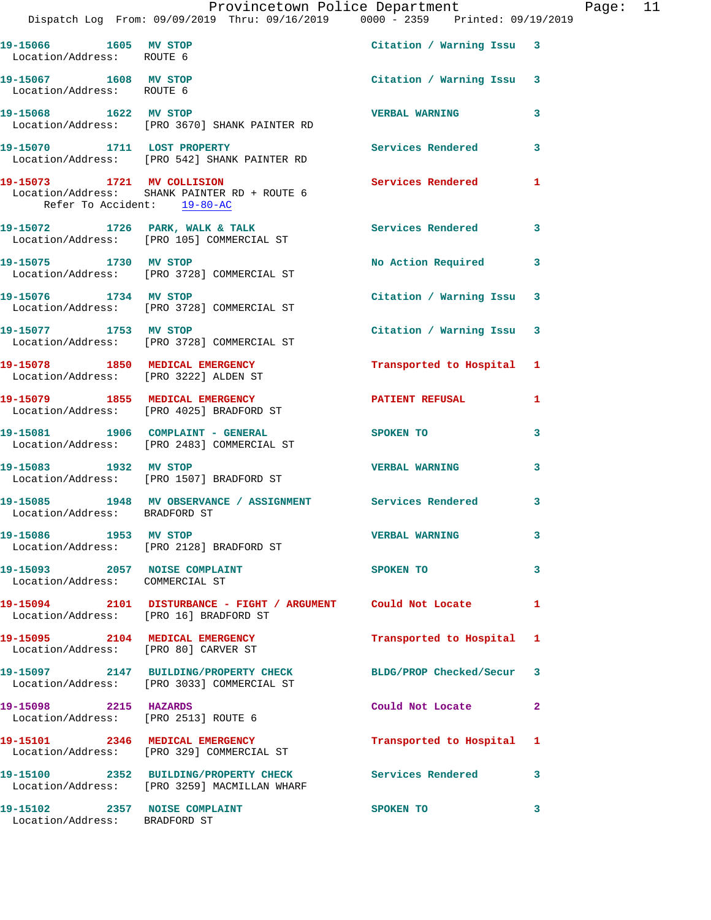19-15066 1605 MV STOP Citation / Warning Issu 3
Location/Address: ROUTE 6

19-15067 1608 MV STOP Citation / Warning Issu 3
Location/Address: ROUTE 6

19-15068 1622 MV STOP VERBAL WARNING 3
Location/Address: [PRO 3670] SHANK PAINTER RD

19-15070 1711 LOST PROPERTY Services Rendered 3
Location/Address: [PRO 542] SHANK PAINTER RD

19-15073 1721 MV COLLISION Services Rendered 1
Location/Address: SHANK PAINTER RD + ROUTE 6
Refer To Accident: 19-80-AC

19-15072 1726 PARK, WALK & TALK Services Rendered 3
Location/Address: [PRO 105] COMMERCIAL ST

19-15075 1730 MV STOP No Action Required 3
Location/Address: [PRO 3728] COMMERCIAL ST

19-15076 1734 MV STOP Citation / Warning Issu 3
Location/Address: [PRO 3728] COMMERCIAL ST

19-15077 1753 MV STOP Citation / Warning Issu 3
Location/Address: [PRO 3728] COMMERCIAL ST

19-15078 1850 MEDICAL EMERGENCY Transported to Hospital 1
Location/Address: [PRO 3222] ALDEN ST

19-15079 1855 MEDICAL EMERGENCY PATIENT REFUSAL 1
Location/Address: [PRO 4025] BRADFORD ST

19-15081 1906 COMPLAINT - GENERAL SPOKEN TO 3
Location/Address: [PRO 2483] COMMERCIAL ST

19-15083 1932 MV STOP VERBAL WARNING 3
Location/Address: [PRO 1507] BRADFORD ST

19-15085 1948 MV OBSERVANCE / ASSIGNMENT Services Rendered 3
Location/Address: BRADFORD ST

19-15086 1953 MV STOP VERBAL WARNING 3
Location/Address: [PRO 2128] BRADFORD ST

19-15093 2057 NOISE COMPLAINT SPOKEN TO 3
Location/Address: COMMERCIAL ST

19-15094 2101 DISTURBANCE - FIGHT / ARGUMENT Could Not Locate 1
Location/Address: [PRO 16] BRADFORD ST

19-15095 2104 MEDICAL EMERGENCY Transported to Hospital 1
Location/Address: [PRO 80] CARVER ST

19-15097 2147 BUILDING/PROPERTY CHECK BLDG/PROP Checked/Secur 3
Location/Address: [PRO 3033] COMMERCIAL ST

19-15098 2215 HAZARDS Could Not Locate 2
Location/Address: [PRO 2513] ROUTE 6

19-15101 2346 MEDICAL EMERGENCY Transported to Hospital 1
Location/Address: [PRO 329] COMMERCIAL ST

19-15100 2352 BUILDING/PROPERTY CHECK Services Rendered 3
Location/Address: [PRO 3259] MACMILLAN WHARF

19-15102 2357 NOISE COMPLAINT SPOKEN TO 3
Location/Address: BRADFORD ST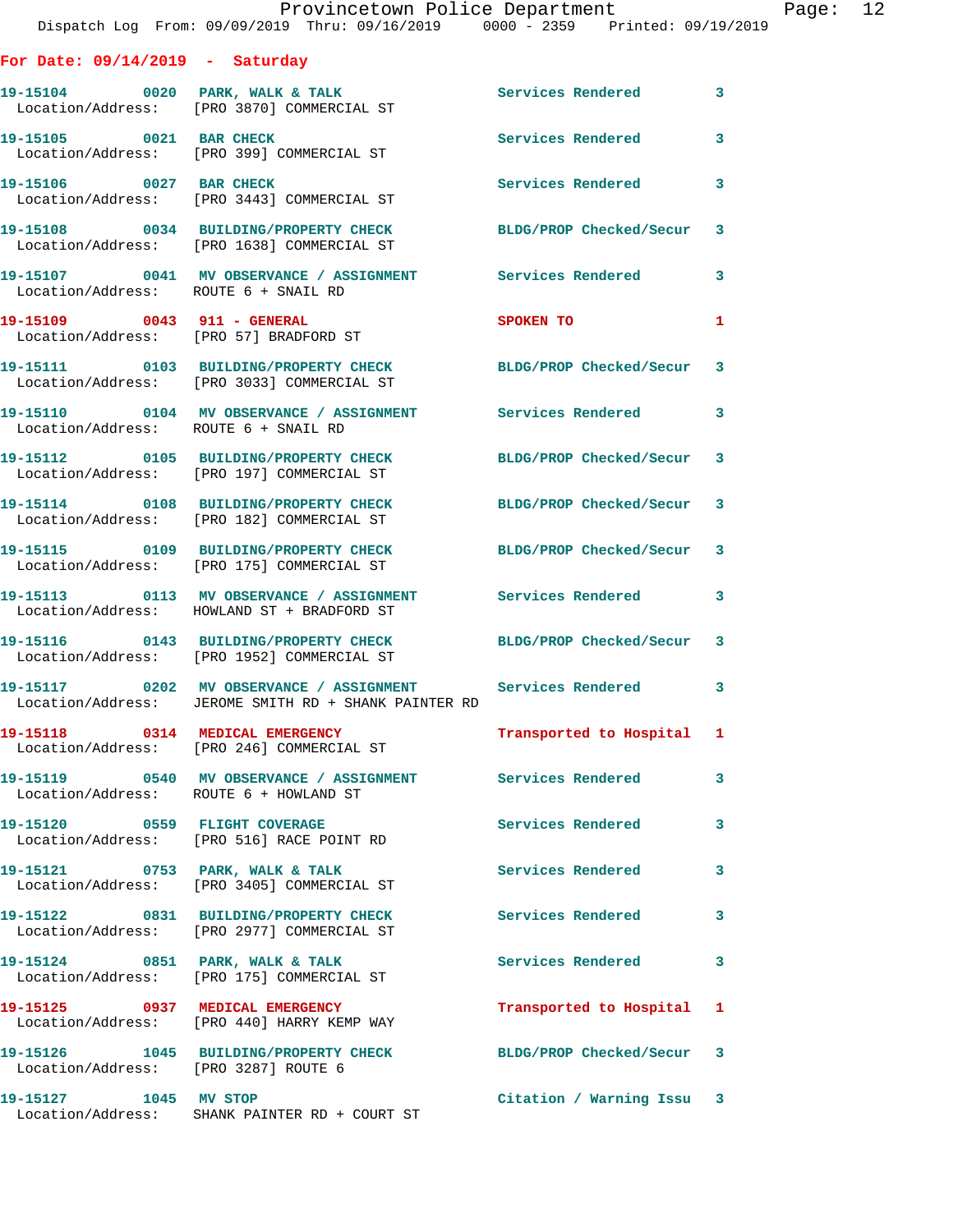Provincetown Police Department
Dispatch Log From: 09/09/2019 Thru: 09/16/2019 0000 - 2359 Printed: 09/19/2019

## For Date: 09/14/2019 - Saturday

| Call # | Time | Call Type | Disposition | Priority |
|---|---|---|---|---|
| 19-15104 | 0020 | PARK, WALK & TALK | Services Rendered | 3 |
| Location/Address: [PRO 3870] COMMERCIAL ST | | | | |
| 19-15105 | 0021 | BAR CHECK | Services Rendered | 3 |
| Location/Address: [PRO 399] COMMERCIAL ST | | | | |
| 19-15106 | 0027 | BAR CHECK | Services Rendered | 3 |
| Location/Address: [PRO 3443] COMMERCIAL ST | | | | |
| 19-15108 | 0034 | BUILDING/PROPERTY CHECK | BLDG/PROP Checked/Secur | 3 |
| Location/Address: [PRO 1638] COMMERCIAL ST | | | | |
| 19-15107 | 0041 | MV OBSERVANCE / ASSIGNMENT | Services Rendered | 3 |
| Location/Address: ROUTE 6 + SNAIL RD | | | | |
| 19-15109 | 0043 | 911 - GENERAL | SPOKEN TO | 1 |
| Location/Address: [PRO 57] BRADFORD ST | | | | |
| 19-15111 | 0103 | BUILDING/PROPERTY CHECK | BLDG/PROP Checked/Secur | 3 |
| Location/Address: [PRO 3033] COMMERCIAL ST | | | | |
| 19-15110 | 0104 | MV OBSERVANCE / ASSIGNMENT | Services Rendered | 3 |
| Location/Address: ROUTE 6 + SNAIL RD | | | | |
| 19-15112 | 0105 | BUILDING/PROPERTY CHECK | BLDG/PROP Checked/Secur | 3 |
| Location/Address: [PRO 197] COMMERCIAL ST | | | | |
| 19-15114 | 0108 | BUILDING/PROPERTY CHECK | BLDG/PROP Checked/Secur | 3 |
| Location/Address: [PRO 182] COMMERCIAL ST | | | | |
| 19-15115 | 0109 | BUILDING/PROPERTY CHECK | BLDG/PROP Checked/Secur | 3 |
| Location/Address: [PRO 175] COMMERCIAL ST | | | | |
| 19-15113 | 0113 | MV OBSERVANCE / ASSIGNMENT | Services Rendered | 3 |
| Location/Address: HOWLAND ST + BRADFORD ST | | | | |
| 19-15116 | 0143 | BUILDING/PROPERTY CHECK | BLDG/PROP Checked/Secur | 3 |
| Location/Address: [PRO 1952] COMMERCIAL ST | | | | |
| 19-15117 | 0202 | MV OBSERVANCE / ASSIGNMENT | Services Rendered | 3 |
| Location/Address: JEROME SMITH RD + SHANK PAINTER RD | | | | |
| 19-15118 | 0314 | MEDICAL EMERGENCY | Transported to Hospital | 1 |
| Location/Address: [PRO 246] COMMERCIAL ST | | | | |
| 19-15119 | 0540 | MV OBSERVANCE / ASSIGNMENT | Services Rendered | 3 |
| Location/Address: ROUTE 6 + HOWLAND ST | | | | |
| 19-15120 | 0559 | FLIGHT COVERAGE | Services Rendered | 3 |
| Location/Address: [PRO 516] RACE POINT RD | | | | |
| 19-15121 | 0753 | PARK, WALK & TALK | Services Rendered | 3 |
| Location/Address: [PRO 3405] COMMERCIAL ST | | | | |
| 19-15122 | 0831 | BUILDING/PROPERTY CHECK | Services Rendered | 3 |
| Location/Address: [PRO 2977] COMMERCIAL ST | | | | |
| 19-15124 | 0851 | PARK, WALK & TALK | Services Rendered | 3 |
| Location/Address: [PRO 175] COMMERCIAL ST | | | | |
| 19-15125 | 0937 | MEDICAL EMERGENCY | Transported to Hospital | 1 |
| Location/Address: [PRO 440] HARRY KEMP WAY | | | | |
| 19-15126 | 1045 | BUILDING/PROPERTY CHECK | BLDG/PROP Checked/Secur | 3 |
| Location/Address: [PRO 3287] ROUTE 6 | | | | |
| 19-15127 | 1045 | MV STOP | Citation / Warning Issu | 3 |
| Location/Address: SHANK PAINTER RD + COURT ST | | | | |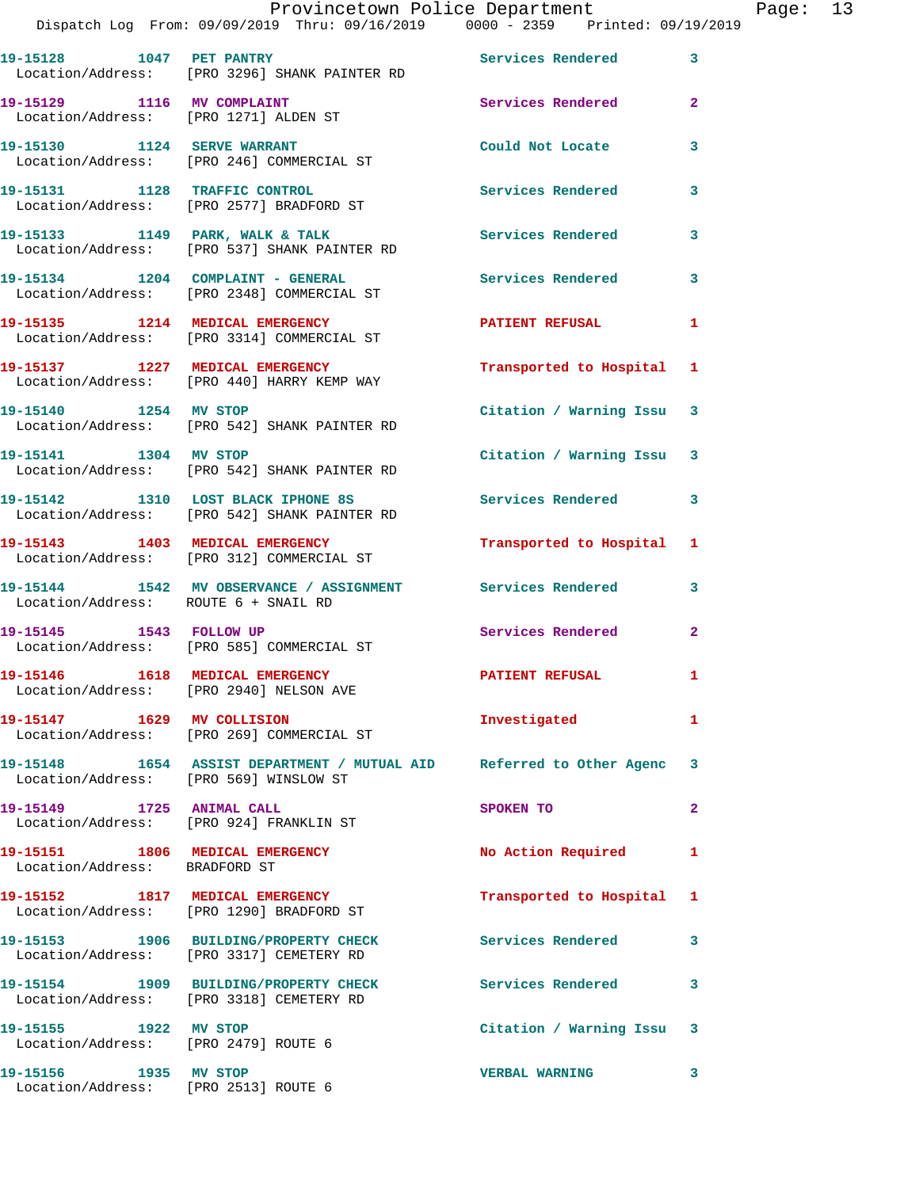| Call Number | Time | Call Reason | Action | Priority |
|---|---|---|---|---|
| 19-15128 | 1047 | PET PANTRY | Services Rendered | 3 |
| Location/Address: | [PRO 3296] SHANK PAINTER RD | | | |
| 19-15129 | 1116 | MV COMPLAINT | Services Rendered | 2 |
| Location/Address: | [PRO 1271] ALDEN ST | | | |
| 19-15130 | 1124 | SERVE WARRANT | Could Not Locate | 3 |
| Location/Address: | [PRO 246] COMMERCIAL ST | | | |
| 19-15131 | 1128 | TRAFFIC CONTROL | Services Rendered | 3 |
| Location/Address: | [PRO 2577] BRADFORD ST | | | |
| 19-15133 | 1149 | PARK, WALK & TALK | Services Rendered | 3 |
| Location/Address: | [PRO 537] SHANK PAINTER RD | | | |
| 19-15134 | 1204 | COMPLAINT - GENERAL | Services Rendered | 3 |
| Location/Address: | [PRO 2348] COMMERCIAL ST | | | |
| 19-15135 | 1214 | MEDICAL EMERGENCY | PATIENT REFUSAL | 1 |
| Location/Address: | [PRO 3314] COMMERCIAL ST | | | |
| 19-15137 | 1227 | MEDICAL EMERGENCY | Transported to Hospital | 1 |
| Location/Address: | [PRO 440] HARRY KEMP WAY | | | |
| 19-15140 | 1254 | MV STOP | Citation / Warning Issu | 3 |
| Location/Address: | [PRO 542] SHANK PAINTER RD | | | |
| 19-15141 | 1304 | MV STOP | Citation / Warning Issu | 3 |
| Location/Address: | [PRO 542] SHANK PAINTER RD | | | |
| 19-15142 | 1310 | LOST BLACK IPHONE 8S | Services Rendered | 3 |
| Location/Address: | [PRO 542] SHANK PAINTER RD | | | |
| 19-15143 | 1403 | MEDICAL EMERGENCY | Transported to Hospital | 1 |
| Location/Address: | [PRO 312] COMMERCIAL ST | | | |
| 19-15144 | 1542 | MV OBSERVANCE / ASSIGNMENT | Services Rendered | 3 |
| Location/Address: | ROUTE 6 + SNAIL RD | | | |
| 19-15145 | 1543 | FOLLOW UP | Services Rendered | 2 |
| Location/Address: | [PRO 585] COMMERCIAL ST | | | |
| 19-15146 | 1618 | MEDICAL EMERGENCY | PATIENT REFUSAL | 1 |
| Location/Address: | [PRO 2940] NELSON AVE | | | |
| 19-15147 | 1629 | MV COLLISION | Investigated | 1 |
| Location/Address: | [PRO 269] COMMERCIAL ST | | | |
| 19-15148 | 1654 | ASSIST DEPARTMENT / MUTUAL AID | Referred to Other Agenc | 3 |
| Location/Address: | [PRO 569] WINSLOW ST | | | |
| 19-15149 | 1725 | ANIMAL CALL | SPOKEN TO | 2 |
| Location/Address: | [PRO 924] FRANKLIN ST | | | |
| 19-15151 | 1806 | MEDICAL EMERGENCY | No Action Required | 1 |
| Location/Address: | BRADFORD ST | | | |
| 19-15152 | 1817 | MEDICAL EMERGENCY | Transported to Hospital | 1 |
| Location/Address: | [PRO 1290] BRADFORD ST | | | |
| 19-15153 | 1906 | BUILDING/PROPERTY CHECK | Services Rendered | 3 |
| Location/Address: | [PRO 3317] CEMETERY RD | | | |
| 19-15154 | 1909 | BUILDING/PROPERTY CHECK | Services Rendered | 3 |
| Location/Address: | [PRO 3318] CEMETERY RD | | | |
| 19-15155 | 1922 | MV STOP | Citation / Warning Issu | 3 |
| Location/Address: | [PRO 2479] ROUTE 6 | | | |
| 19-15156 | 1935 | MV STOP | VERBAL WARNING | 3 |
| Location/Address: | [PRO 2513] ROUTE 6 | | | |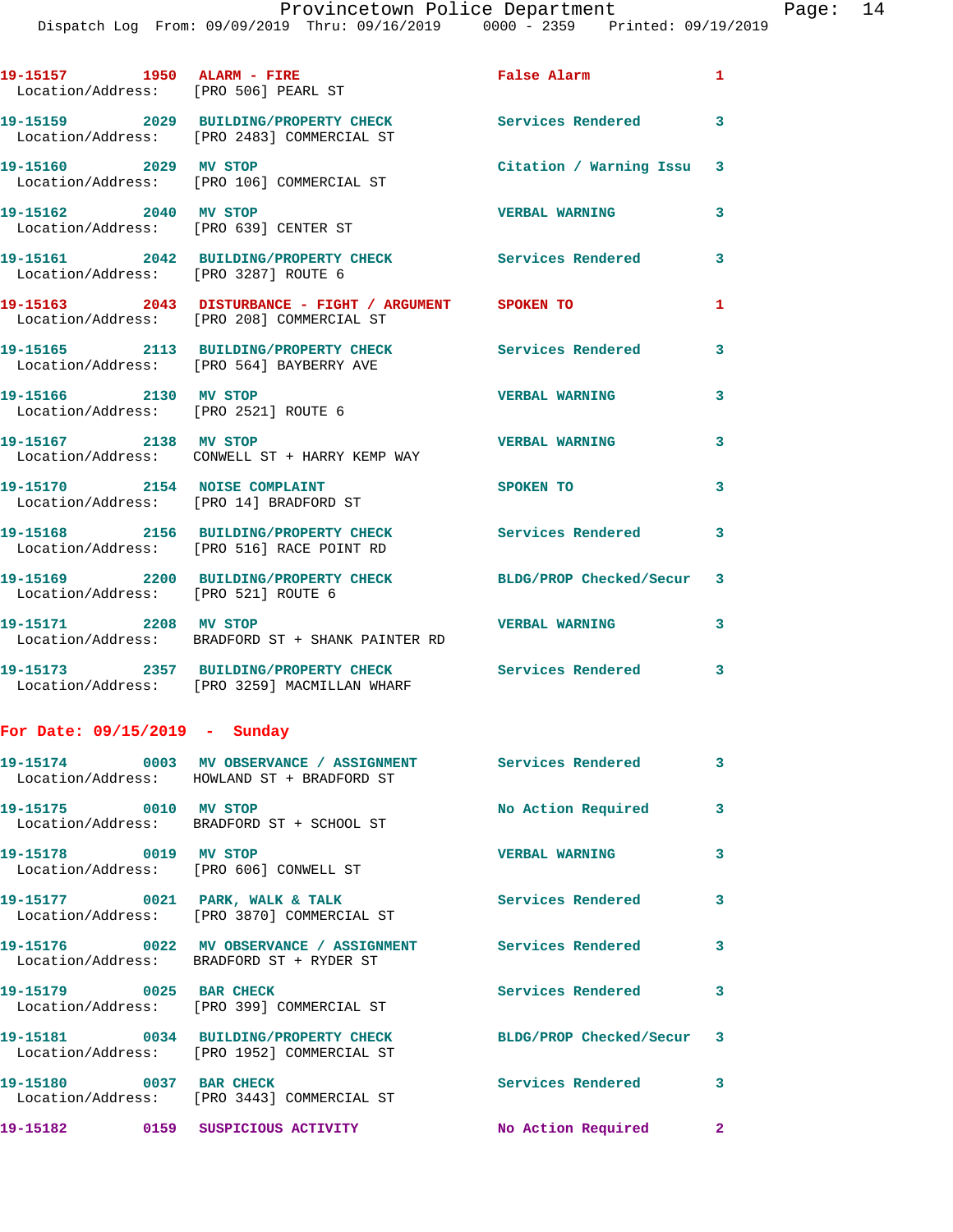19-15157 1950 ALARM - FIRE False Alarm 1
Location/Address: [PRO 506] PEARL ST

19-15159 2029 BUILDING/PROPERTY CHECK Services Rendered 3
Location/Address: [PRO 2483] COMMERCIAL ST

19-15160 2029 MV STOP Citation / Warning Issu 3
Location/Address: [PRO 106] COMMERCIAL ST

19-15162 2040 MV STOP VERBAL WARNING 3
Location/Address: [PRO 639] CENTER ST

19-15161 2042 BUILDING/PROPERTY CHECK Services Rendered 3
Location/Address: [PRO 3287] ROUTE 6

19-15163 2043 DISTURBANCE - FIGHT / ARGUMENT SPOKEN TO 1
Location/Address: [PRO 208] COMMERCIAL ST

19-15165 2113 BUILDING/PROPERTY CHECK Services Rendered 3
Location/Address: [PRO 564] BAYBERRY AVE

19-15166 2130 MV STOP VERBAL WARNING 3
Location/Address: [PRO 2521] ROUTE 6

19-15167 2138 MV STOP VERBAL WARNING 3
Location/Address: CONWELL ST + HARRY KEMP WAY

19-15170 2154 NOISE COMPLAINT SPOKEN TO 3
Location/Address: [PRO 14] BRADFORD ST

19-15168 2156 BUILDING/PROPERTY CHECK Services Rendered 3
Location/Address: [PRO 516] RACE POINT RD

19-15169 2200 BUILDING/PROPERTY CHECK BLDG/PROP Checked/Secur 3
Location/Address: [PRO 521] ROUTE 6

19-15171 2208 MV STOP VERBAL WARNING 3
Location/Address: BRADFORD ST + SHANK PAINTER RD

19-15173 2357 BUILDING/PROPERTY CHECK Services Rendered 3
Location/Address: [PRO 3259] MACMILLAN WHARF

**For Date: 09/15/2019 - Sunday**

19-15174 0003 MV OBSERVANCE / ASSIGNMENT Services Rendered 3
Location/Address: HOWLAND ST + BRADFORD ST

19-15175 0010 MV STOP No Action Required 3
Location/Address: BRADFORD ST + SCHOOL ST

19-15178 0019 MV STOP VERBAL WARNING 3
Location/Address: [PRO 606] CONWELL ST

19-15177 0021 PARK, WALK & TALK Services Rendered 3
Location/Address: [PRO 3870] COMMERCIAL ST

19-15176 0022 MV OBSERVANCE / ASSIGNMENT Services Rendered 3
Location/Address: BRADFORD ST + RYDER ST

19-15179 0025 BAR CHECK Services Rendered 3
Location/Address: [PRO 399] COMMERCIAL ST

19-15181 0034 BUILDING/PROPERTY CHECK BLDG/PROP Checked/Secur 3
Location/Address: [PRO 1952] COMMERCIAL ST

19-15180 0037 BAR CHECK Services Rendered 3
Location/Address: [PRO 3443] COMMERCIAL ST

19-15182 0159 SUSPICIOUS ACTIVITY No Action Required 2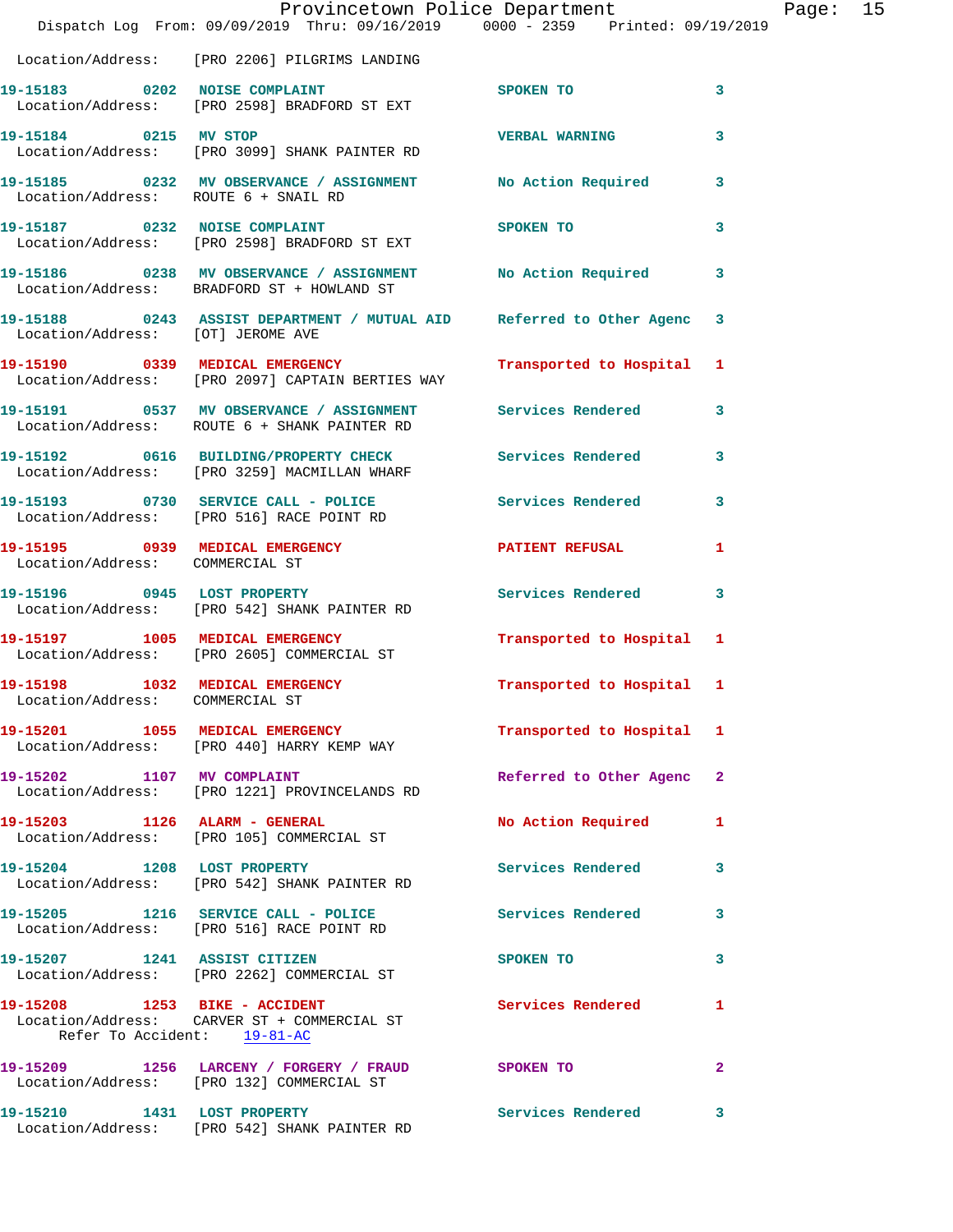Location/Address: [PRO 2206] PILGRIMS LANDING

| Call Number | Time | Call Reason | Action | Priority |
|---|---|---|---|---|
| 19-15183 | 0202 | NOISE COMPLAINT | SPOKEN TO | 3 |
| Location/Address: [PRO 2598] BRADFORD ST EXT | | | | |
| 19-15184 | 0215 | MV STOP | VERBAL WARNING | 3 |
| Location/Address: [PRO 3099] SHANK PAINTER RD | | | | |
| 19-15185 | 0232 | MV OBSERVANCE / ASSIGNMENT | No Action Required | 3 |
| Location/Address: ROUTE 6 + SNAIL RD | | | | |
| 19-15187 | 0232 | NOISE COMPLAINT | SPOKEN TO | 3 |
| Location/Address: [PRO 2598] BRADFORD ST EXT | | | | |
| 19-15186 | 0238 | MV OBSERVANCE / ASSIGNMENT | No Action Required | 3 |
| Location/Address: BRADFORD ST + HOWLAND ST | | | | |
| 19-15188 | 0243 | ASSIST DEPARTMENT / MUTUAL AID | Referred to Other Agenc | 3 |
| Location/Address: [OT] JEROME AVE | | | | |
| 19-15190 | 0339 | MEDICAL EMERGENCY | Transported to Hospital | 1 |
| Location/Address: [PRO 2097] CAPTAIN BERTIES WAY | | | | |
| 19-15191 | 0537 | MV OBSERVANCE / ASSIGNMENT | Services Rendered | 3 |
| Location/Address: ROUTE 6 + SHANK PAINTER RD | | | | |
| 19-15192 | 0616 | BUILDING/PROPERTY CHECK | Services Rendered | 3 |
| Location/Address: [PRO 3259] MACMILLAN WHARF | | | | |
| 19-15193 | 0730 | SERVICE CALL - POLICE | Services Rendered | 3 |
| Location/Address: [PRO 516] RACE POINT RD | | | | |
| 19-15195 | 0939 | MEDICAL EMERGENCY | PATIENT REFUSAL | 1 |
| Location/Address: COMMERCIAL ST | | | | |
| 19-15196 | 0945 | LOST PROPERTY | Services Rendered | 3 |
| Location/Address: [PRO 542] SHANK PAINTER RD | | | | |
| 19-15197 | 1005 | MEDICAL EMERGENCY | Transported to Hospital | 1 |
| Location/Address: [PRO 2605] COMMERCIAL ST | | | | |
| 19-15198 | 1032 | MEDICAL EMERGENCY | Transported to Hospital | 1 |
| Location/Address: COMMERCIAL ST | | | | |
| 19-15201 | 1055 | MEDICAL EMERGENCY | Transported to Hospital | 1 |
| Location/Address: [PRO 440] HARRY KEMP WAY | | | | |
| 19-15202 | 1107 | MV COMPLAINT | Referred to Other Agenc | 2 |
| Location/Address: [PRO 1221] PROVINCELANDS RD | | | | |
| 19-15203 | 1126 | ALARM - GENERAL | No Action Required | 1 |
| Location/Address: [PRO 105] COMMERCIAL ST | | | | |
| 19-15204 | 1208 | LOST PROPERTY | Services Rendered | 3 |
| Location/Address: [PRO 542] SHANK PAINTER RD | | | | |
| 19-15205 | 1216 | SERVICE CALL - POLICE | Services Rendered | 3 |
| Location/Address: [PRO 516] RACE POINT RD | | | | |
| 19-15207 | 1241 | ASSIST CITIZEN | SPOKEN TO | 3 |
| Location/Address: [PRO 2262] COMMERCIAL ST | | | | |
| 19-15208 | 1253 | BIKE - ACCIDENT | Services Rendered | 1 |
| Location/Address: CARVER ST + COMMERCIAL ST; Refer To Accident: 19-81-AC | | | | |
| 19-15209 | 1256 | LARCENY / FORGERY / FRAUD | SPOKEN TO | 2 |
| Location/Address: [PRO 132] COMMERCIAL ST | | | | |
| 19-15210 | 1431 | LOST PROPERTY | Services Rendered | 3 |
| Location/Address: [PRO 542] SHANK PAINTER RD | | | | |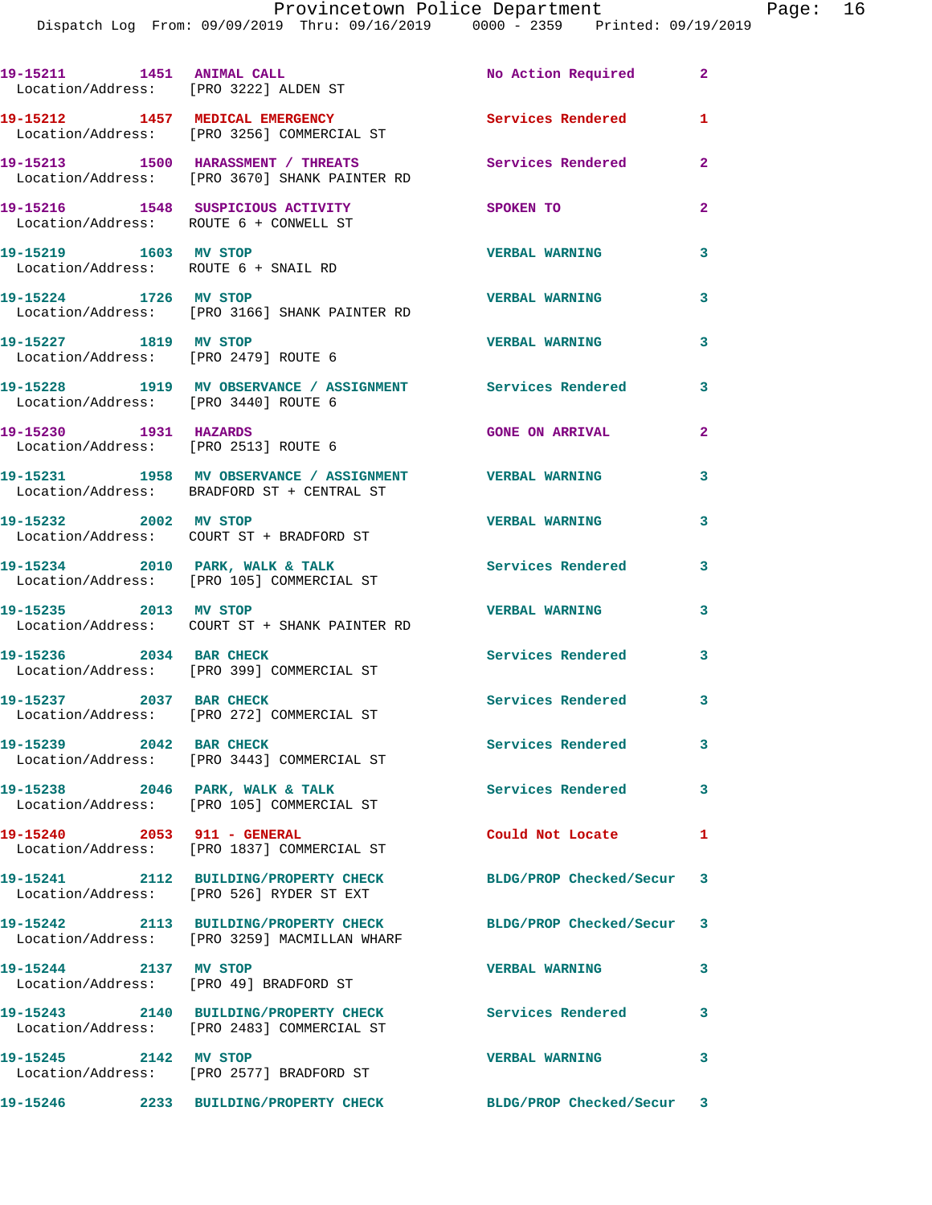19-15211 1451 ANIMAL CALL No Action Required 2
Location/Address: [PRO 3222] ALDEN ST

19-15212 1457 MEDICAL EMERGENCY Services Rendered 1
Location/Address: [PRO 3256] COMMERCIAL ST

19-15213 1500 HARASSMENT / THREATS Services Rendered 2
Location/Address: [PRO 3670] SHANK PAINTER RD

19-15216 1548 SUSPICIOUS ACTIVITY SPOKEN TO 2
Location/Address: ROUTE 6 + CONWELL ST

19-15219 1603 MV STOP VERBAL WARNING 3
Location/Address: ROUTE 6 + SNAIL RD

19-15224 1726 MV STOP VERBAL WARNING 3
Location/Address: [PRO 3166] SHANK PAINTER RD

19-15227 1819 MV STOP VERBAL WARNING 3
Location/Address: [PRO 2479] ROUTE 6

19-15228 1919 MV OBSERVANCE / ASSIGNMENT Services Rendered 3
Location/Address: [PRO 3440] ROUTE 6

19-15230 1931 HAZARDS GONE ON ARRIVAL 2
Location/Address: [PRO 2513] ROUTE 6

19-15231 1958 MV OBSERVANCE / ASSIGNMENT VERBAL WARNING 3
Location/Address: BRADFORD ST + CENTRAL ST

19-15232 2002 MV STOP VERBAL WARNING 3
Location/Address: COURT ST + BRADFORD ST

19-15234 2010 PARK, WALK & TALK Services Rendered 3
Location/Address: [PRO 105] COMMERCIAL ST

19-15235 2013 MV STOP VERBAL WARNING 3
Location/Address: COURT ST + SHANK PAINTER RD

19-15236 2034 BAR CHECK Services Rendered 3
Location/Address: [PRO 399] COMMERCIAL ST

19-15237 2037 BAR CHECK Services Rendered 3
Location/Address: [PRO 272] COMMERCIAL ST

19-15239 2042 BAR CHECK Services Rendered 3
Location/Address: [PRO 3443] COMMERCIAL ST

19-15238 2046 PARK, WALK & TALK Services Rendered 3
Location/Address: [PRO 105] COMMERCIAL ST

19-15240 2053 911 - GENERAL Could Not Locate 1
Location/Address: [PRO 1837] COMMERCIAL ST

19-15241 2112 BUILDING/PROPERTY CHECK BLDG/PROP Checked/Secur 3
Location/Address: [PRO 526] RYDER ST EXT

19-15242 2113 BUILDING/PROPERTY CHECK BLDG/PROP Checked/Secur 3
Location/Address: [PRO 3259] MACMILLAN WHARF

19-15244 2137 MV STOP VERBAL WARNING 3
Location/Address: [PRO 49] BRADFORD ST

19-15243 2140 BUILDING/PROPERTY CHECK Services Rendered 3
Location/Address: [PRO 2483] COMMERCIAL ST

19-15245 2142 MV STOP VERBAL WARNING 3
Location/Address: [PRO 2577] BRADFORD ST

19-15246 2233 BUILDING/PROPERTY CHECK BLDG/PROP Checked/Secur 3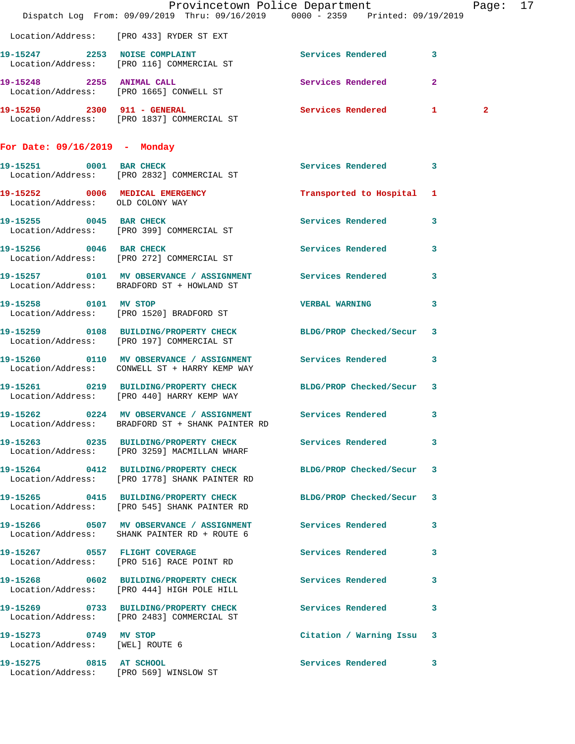Location/Address: [PRO 433] RYDER ST EXT

**19-15247 2253 NOISE COMPLAINT** Services Rendered 3
Location/Address: [PRO 116] COMMERCIAL ST

**19-15248 2255 ANIMAL CALL** Services Rendered 2
Location/Address: [PRO 1665] CONWELL ST

**19-15250 2300 911 - GENERAL** Services Rendered 1 2
Location/Address: [PRO 1837] COMMERCIAL ST

## For Date: 09/16/2019 - Monday

**19-15251 0001 BAR CHECK** Services Rendered 3
Location/Address: [PRO 2832] COMMERCIAL ST

**19-15252 0006 MEDICAL EMERGENCY** Transported to Hospital 1
Location/Address: OLD COLONY WAY

**19-15255 0045 BAR CHECK** Services Rendered 3
Location/Address: [PRO 399] COMMERCIAL ST

**19-15256 0046 BAR CHECK** Services Rendered 3
Location/Address: [PRO 272] COMMERCIAL ST

**19-15257 0101 MV OBSERVANCE / ASSIGNMENT** Services Rendered 3
Location/Address: BRADFORD ST + HOWLAND ST

**19-15258 0101 MV STOP** VERBAL WARNING 3
Location/Address: [PRO 1520] BRADFORD ST

**19-15259 0108 BUILDING/PROPERTY CHECK** BLDG/PROP Checked/Secur 3
Location/Address: [PRO 197] COMMERCIAL ST

**19-15260 0110 MV OBSERVANCE / ASSIGNMENT** Services Rendered 3
Location/Address: CONWELL ST + HARRY KEMP WAY

**19-15261 0219 BUILDING/PROPERTY CHECK** BLDG/PROP Checked/Secur 3
Location/Address: [PRO 440] HARRY KEMP WAY

**19-15262 0224 MV OBSERVANCE / ASSIGNMENT** Services Rendered 3
Location/Address: BRADFORD ST + SHANK PAINTER RD

**19-15263 0235 BUILDING/PROPERTY CHECK** Services Rendered 3
Location/Address: [PRO 3259] MACMILLAN WHARF

**19-15264 0412 BUILDING/PROPERTY CHECK** BLDG/PROP Checked/Secur 3
Location/Address: [PRO 1778] SHANK PAINTER RD

**19-15265 0415 BUILDING/PROPERTY CHECK** BLDG/PROP Checked/Secur 3
Location/Address: [PRO 545] SHANK PAINTER RD

**19-15266 0507 MV OBSERVANCE / ASSIGNMENT** Services Rendered 3
Location/Address: SHANK PAINTER RD + ROUTE 6

**19-15267 0557 FLIGHT COVERAGE** Services Rendered 3
Location/Address: [PRO 516] RACE POINT RD

**19-15268 0602 BUILDING/PROPERTY CHECK** Services Rendered 3
Location/Address: [PRO 444] HIGH POLE HILL

**19-15269 0733 BUILDING/PROPERTY CHECK** Services Rendered 3
Location/Address: [PRO 2483] COMMERCIAL ST

**19-15273 0749 MV STOP** Citation / Warning Issu 3
Location/Address: [WEL] ROUTE 6

**19-15275 0815 AT SCHOOL** Services Rendered 3
Location/Address: [PRO 569] WINSLOW ST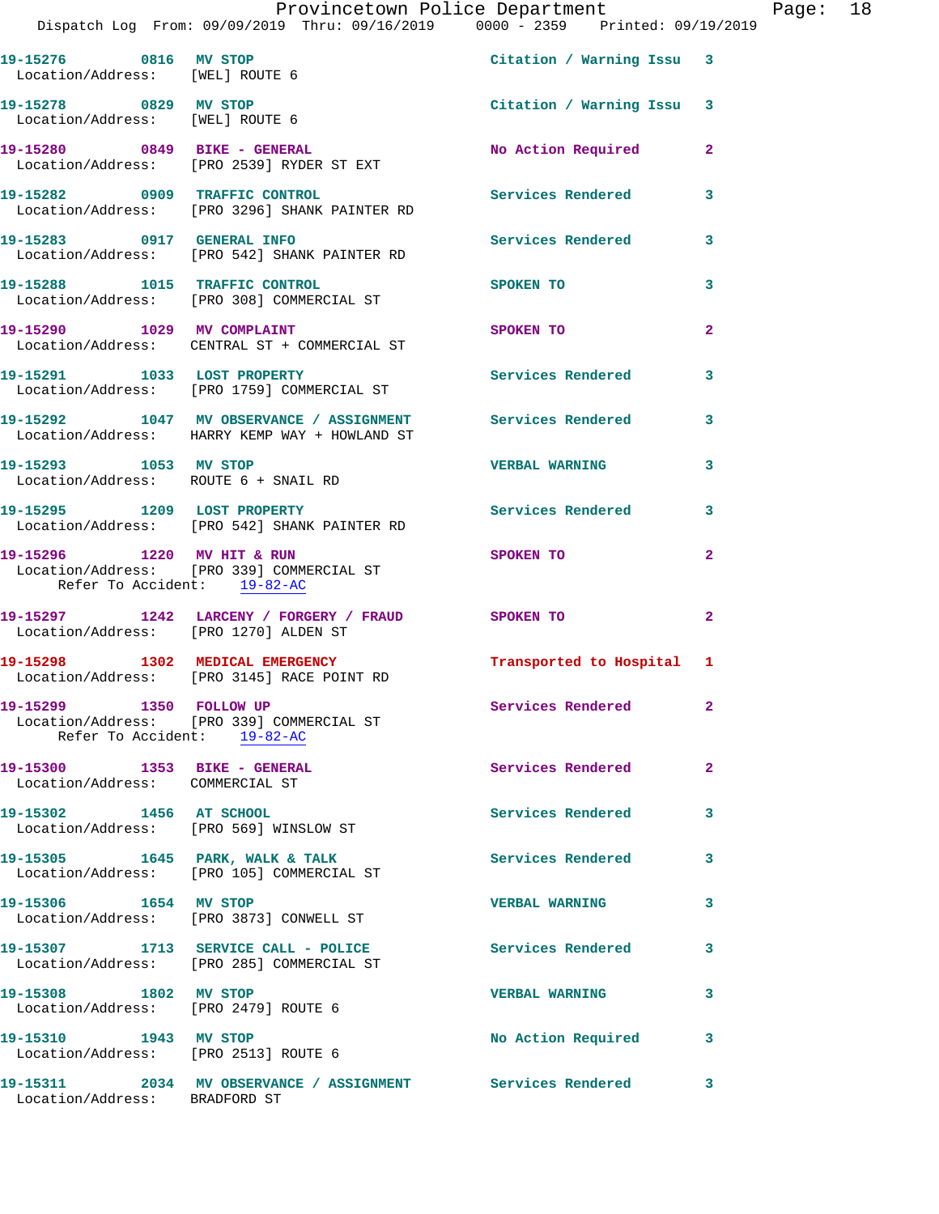19-15276 0816 MV STOP Citation / Warning Issu 3
Location/Address: [WEL] ROUTE 6

19-15278 0829 MV STOP Citation / Warning Issu 3
Location/Address: [WEL] ROUTE 6

19-15280 0849 BIKE - GENERAL No Action Required 2
Location/Address: [PRO 2539] RYDER ST EXT

19-15282 0909 TRAFFIC CONTROL Services Rendered 3
Location/Address: [PRO 3296] SHANK PAINTER RD

19-15283 0917 GENERAL INFO Services Rendered 3
Location/Address: [PRO 542] SHANK PAINTER RD

19-15288 1015 TRAFFIC CONTROL SPOKEN TO 3
Location/Address: [PRO 308] COMMERCIAL ST

19-15290 1029 MV COMPLAINT SPOKEN TO 2
Location/Address: CENTRAL ST + COMMERCIAL ST

19-15291 1033 LOST PROPERTY Services Rendered 3
Location/Address: [PRO 1759] COMMERCIAL ST

19-15292 1047 MV OBSERVANCE / ASSIGNMENT Services Rendered 3
Location/Address: HARRY KEMP WAY + HOWLAND ST

19-15293 1053 MV STOP VERBAL WARNING 3
Location/Address: ROUTE 6 + SNAIL RD

19-15295 1209 LOST PROPERTY Services Rendered 3
Location/Address: [PRO 542] SHANK PAINTER RD

19-15296 1220 MV HIT & RUN SPOKEN TO 2
Location/Address: [PRO 339] COMMERCIAL ST
Refer To Accident: 19-82-AC

19-15297 1242 LARCENY / FORGERY / FRAUD SPOKEN TO 2
Location/Address: [PRO 1270] ALDEN ST

19-15298 1302 MEDICAL EMERGENCY Transported to Hospital 1
Location/Address: [PRO 3145] RACE POINT RD

19-15299 1350 FOLLOW UP Services Rendered 2
Location/Address: [PRO 339] COMMERCIAL ST
Refer To Accident: 19-82-AC

19-15300 1353 BIKE - GENERAL Services Rendered 2
Location/Address: COMMERCIAL ST

19-15302 1456 AT SCHOOL Services Rendered 3
Location/Address: [PRO 569] WINSLOW ST

19-15305 1645 PARK, WALK & TALK Services Rendered 3
Location/Address: [PRO 105] COMMERCIAL ST

19-15306 1654 MV STOP VERBAL WARNING 3
Location/Address: [PRO 3873] CONWELL ST

19-15307 1713 SERVICE CALL - POLICE Services Rendered 3
Location/Address: [PRO 285] COMMERCIAL ST

19-15308 1802 MV STOP VERBAL WARNING 3
Location/Address: [PRO 2479] ROUTE 6

19-15310 1943 MV STOP No Action Required 3
Location/Address: [PRO 2513] ROUTE 6

19-15311 2034 MV OBSERVANCE / ASSIGNMENT Services Rendered 3
Location/Address: BRADFORD ST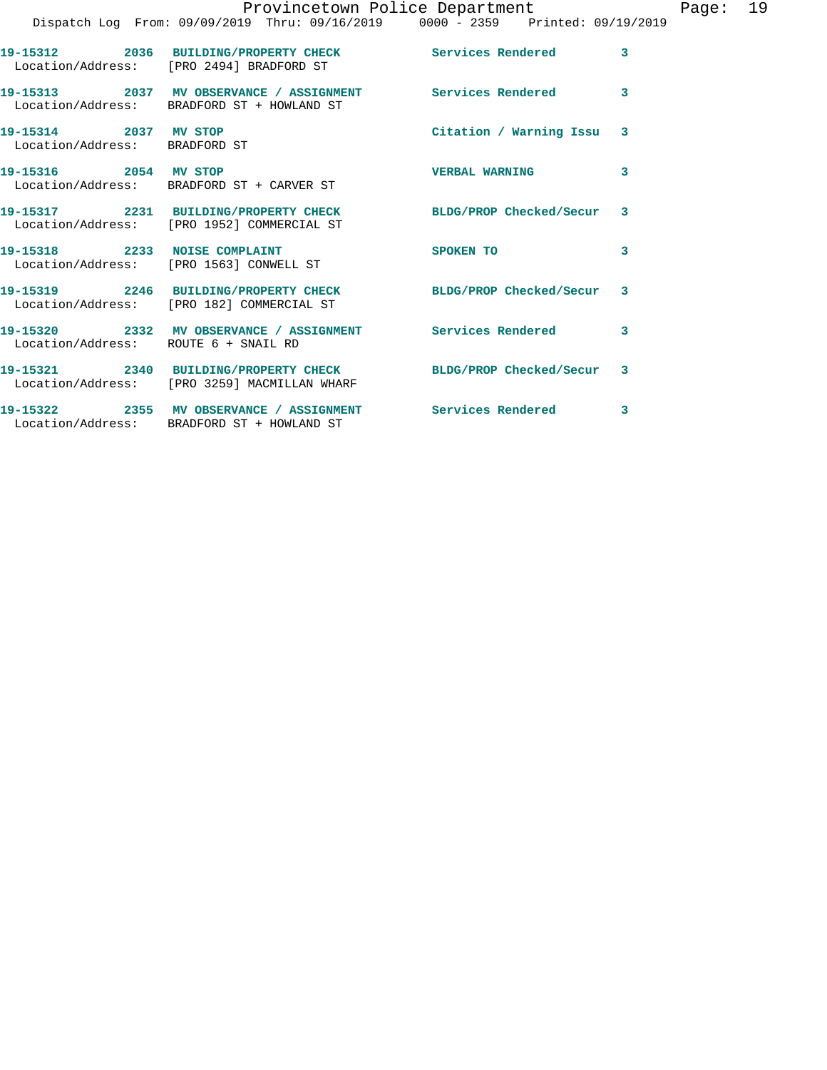**19-15312 2036 BUILDING/PROPERTY CHECK** **Services Rendered 3**
Location/Address: [PRO 2494] BRADFORD ST

**19-15313 2037 MV OBSERVANCE / ASSIGNMENT** **Services Rendered 3**
Location/Address: BRADFORD ST + HOWLAND ST

**19-15314 2037 MV STOP** **Citation / Warning Issu 3**
Location/Address: BRADFORD ST

**19-15316 2054 MV STOP** **VERBAL WARNING 3**
Location/Address: BRADFORD ST + CARVER ST

**19-15317 2231 BUILDING/PROPERTY CHECK** **BLDG/PROP Checked/Secur 3**
Location/Address: [PRO 1952] COMMERCIAL ST

**19-15318 2233 NOISE COMPLAINT** **SPOKEN TO 3**
Location/Address: [PRO 1563] CONWELL ST

**19-15319 2246 BUILDING/PROPERTY CHECK** **BLDG/PROP Checked/Secur 3**
Location/Address: [PRO 182] COMMERCIAL ST

**19-15320 2332 MV OBSERVANCE / ASSIGNMENT** **Services Rendered 3**
Location/Address: ROUTE 6 + SNAIL RD

**19-15321 2340 BUILDING/PROPERTY CHECK** **BLDG/PROP Checked/Secur 3**
Location/Address: [PRO 3259] MACMILLAN WHARF

**19-15322 2355 MV OBSERVANCE / ASSIGNMENT** **Services Rendered 3**
Location/Address: BRADFORD ST + HOWLAND ST